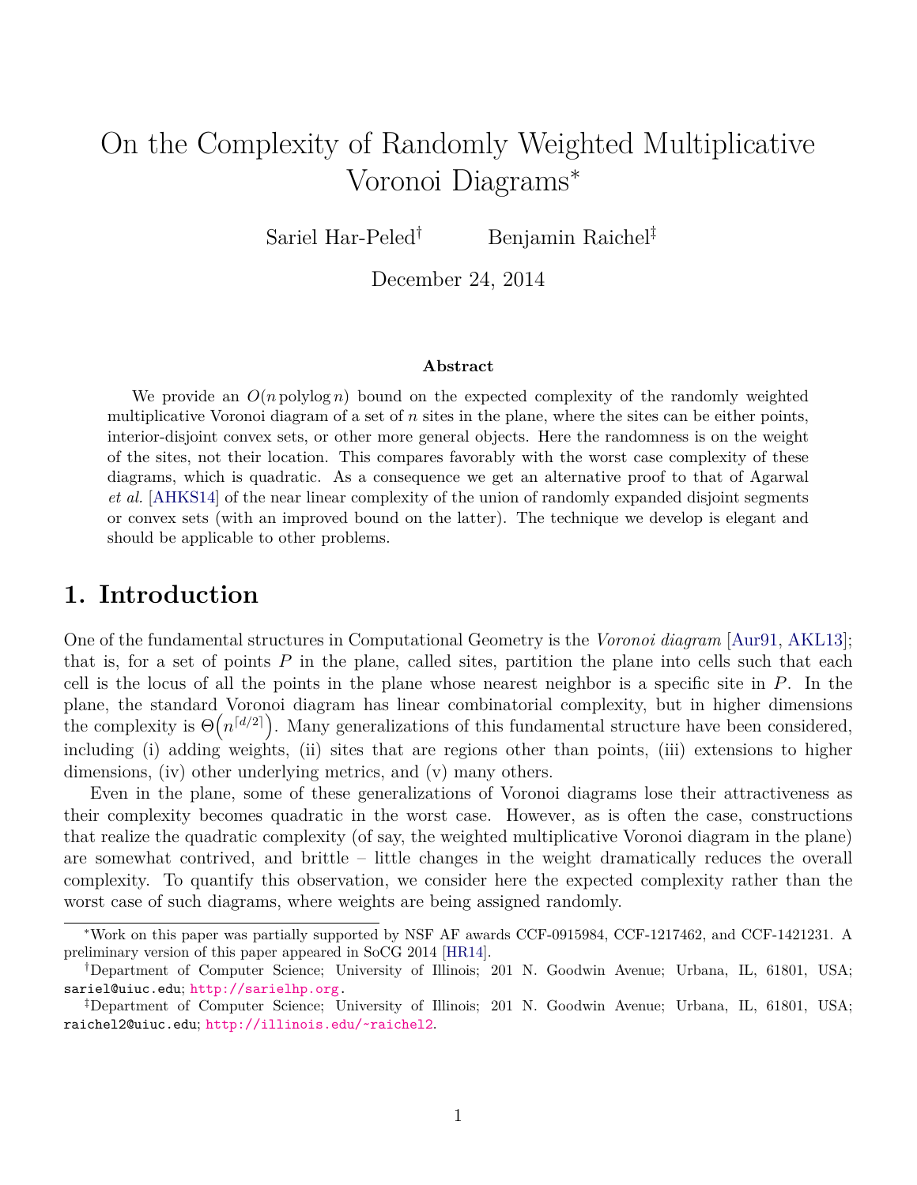# On the Complexity of Randomly Weighted Multiplicative Voronoi Diagrams*

Sariel Har-Peled[†] Benjamin Raichel[‡]

December 24, 2014

**Abstract**

We provide an $O(n \operatorname{polylog} n)$ bound on the expected complexity of the randomly weighted multiplicative Voronoi diagram of a set of $n$ sites in the plane, where the sites can be either points, interior-disjoint convex sets, or other more general objects. Here the randomness is on the weight of the sites, not their location. This compares favorably with the worst case complexity of these diagrams, which is quadratic. As a consequence we get an alternative proof to that of Agarwal *et al.* [AHKS14] of the near linear complexity of the union of randomly expanded disjoint segments or convex sets (with an improved bound on the latter). The technique we develop is elegant and should be applicable to other problems.

## 1. Introduction

One of the fundamental structures in Computational Geometry is the *Voronoi diagram* [Aur91, AKL13]; that is, for a set of points $P$ in the plane, called sites, partition the plane into cells such that each cell is the locus of all the points in the plane whose nearest neighbor is a specific site in $P$. In the plane, the standard Voronoi diagram has linear combinatorial complexity, but in higher dimensions the complexity is $\Theta\left(n^{\lceil d/2 \rceil}\right)$. Many generalizations of this fundamental structure have been considered, including (i) adding weights, (ii) sites that are regions other than points, (iii) extensions to higher dimensions, (iv) other underlying metrics, and (v) many others.

Even in the plane, some of these generalizations of Voronoi diagrams lose their attractiveness as their complexity becomes quadratic in the worst case. However, as is often the case, constructions that realize the quadratic complexity (of say, the weighted multiplicative Voronoi diagram in the plane) are somewhat contrived, and brittle – little changes in the weight dramatically reduces the overall complexity. To quantify this observation, we consider here the expected complexity rather than the worst case of such diagrams, where weights are being assigned randomly.

---

*Work on this paper was partially supported by NSF AF awards CCF-0915984, CCF-1217462, and CCF-1421231. A preliminary version of this paper appeared in SoCG 2014 [HR14].

[†]Department of Computer Science; University of Illinois; 201 N. Goodwin Avenue; Urbana, IL, 61801, USA; sariel@uiuc.edu; http://sarielhp.org.

[‡]Department of Computer Science; University of Illinois; 201 N. Goodwin Avenue; Urbana, IL, 61801, USA; raichel2@uiuc.edu; http://illinois.edu/~raichel2.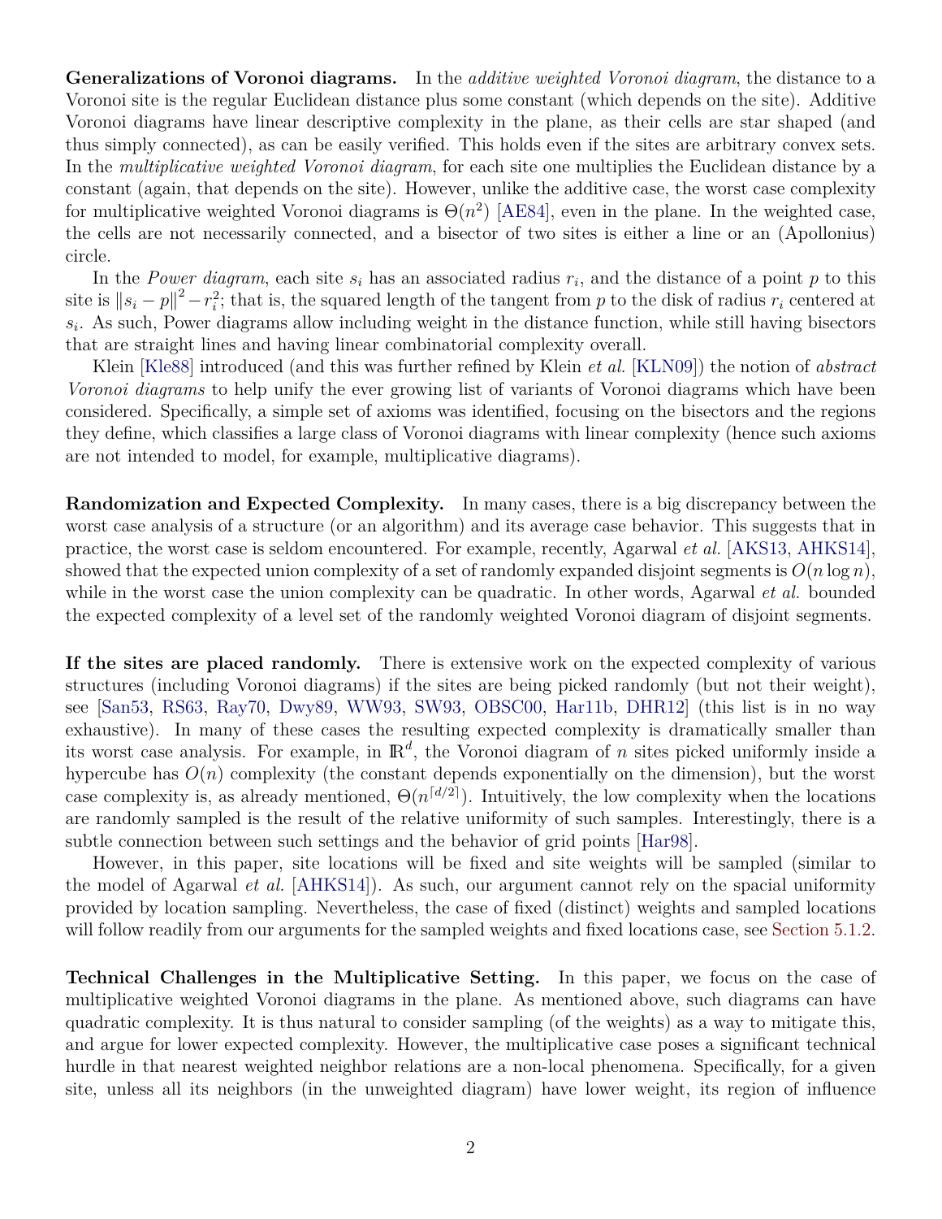**Generalizations of Voronoi diagrams.** In the *additive weighted Voronoi diagram*, the distance to a Voronoi site is the regular Euclidean distance plus some constant (which depends on the site). Additive Voronoi diagrams have linear descriptive complexity in the plane, as their cells are star shaped (and thus simply connected), as can be easily verified. This holds even if the sites are arbitrary convex sets. In the *multiplicative weighted Voronoi diagram*, for each site one multiplies the Euclidean distance by a constant (again, that depends on the site). However, unlike the additive case, the worst case complexity for multiplicative weighted Voronoi diagrams is $\Theta(n^2)$ [AE84], even in the plane. In the weighted case, the cells are not necessarily connected, and a bisector of two sites is either a line or an (Apollonius) circle.

In the *Power diagram*, each site $s_i$ has an associated radius $r_i$, and the distance of a point $p$ to this site is $\|s_i - p\|^2 - r_i^2$; that is, the squared length of the tangent from $p$ to the disk of radius $r_i$ centered at $s_i$. As such, Power diagrams allow including weight in the distance function, while still having bisectors that are straight lines and having linear combinatorial complexity overall.

Klein [Kle88] introduced (and this was further refined by Klein *et al.* [KLN09]) the notion of *abstract Voronoi diagrams* to help unify the ever growing list of variants of Voronoi diagrams which have been considered. Specifically, a simple set of axioms was identified, focusing on the bisectors and the regions they define, which classifies a large class of Voronoi diagrams with linear complexity (hence such axioms are not intended to model, for example, multiplicative diagrams).

**Randomization and Expected Complexity.** In many cases, there is a big discrepancy between the worst case analysis of a structure (or an algorithm) and its average case behavior. This suggests that in practice, the worst case is seldom encountered. For example, recently, Agarwal *et al.* [AKS13, AHKS14], showed that the expected union complexity of a set of randomly expanded disjoint segments is $O(n \log n)$, while in the worst case the union complexity can be quadratic. In other words, Agarwal *et al.* bounded the expected complexity of a level set of the randomly weighted Voronoi diagram of disjoint segments.

**If the sites are placed randomly.** There is extensive work on the expected complexity of various structures (including Voronoi diagrams) if the sites are being picked randomly (but not their weight), see [San53, RS63, Ray70, Dwy89, WW93, SW93, OBSC00, Har11b, DHR12] (this list is in no way exhaustive). In many of these cases the resulting expected complexity is dramatically smaller than its worst case analysis. For example, in $\mathbb{R}^d$, the Voronoi diagram of $n$ sites picked uniformly inside a hypercube has $O(n)$ complexity (the constant depends exponentially on the dimension), but the worst case complexity is, as already mentioned, $\Theta(n^{\lceil d/2 \rceil})$. Intuitively, the low complexity when the locations are randomly sampled is the result of the relative uniformity of such samples. Interestingly, there is a subtle connection between such settings and the behavior of grid points [Har98].

However, in this paper, site locations will be fixed and site weights will be sampled (similar to the model of Agarwal *et al.* [AHKS14]). As such, our argument cannot rely on the spacial uniformity provided by location sampling. Nevertheless, the case of fixed (distinct) weights and sampled locations will follow readily from our arguments for the sampled weights and fixed locations case, see Section 5.1.2.

**Technical Challenges in the Multiplicative Setting.** In this paper, we focus on the case of multiplicative weighted Voronoi diagrams in the plane. As mentioned above, such diagrams can have quadratic complexity. It is thus natural to consider sampling (of the weights) as a way to mitigate this, and argue for lower expected complexity. However, the multiplicative case poses a significant technical hurdle in that nearest weighted neighbor relations are a non-local phenomena. Specifically, for a given site, unless all its neighbors (in the unweighted diagram) have lower weight, its region of influence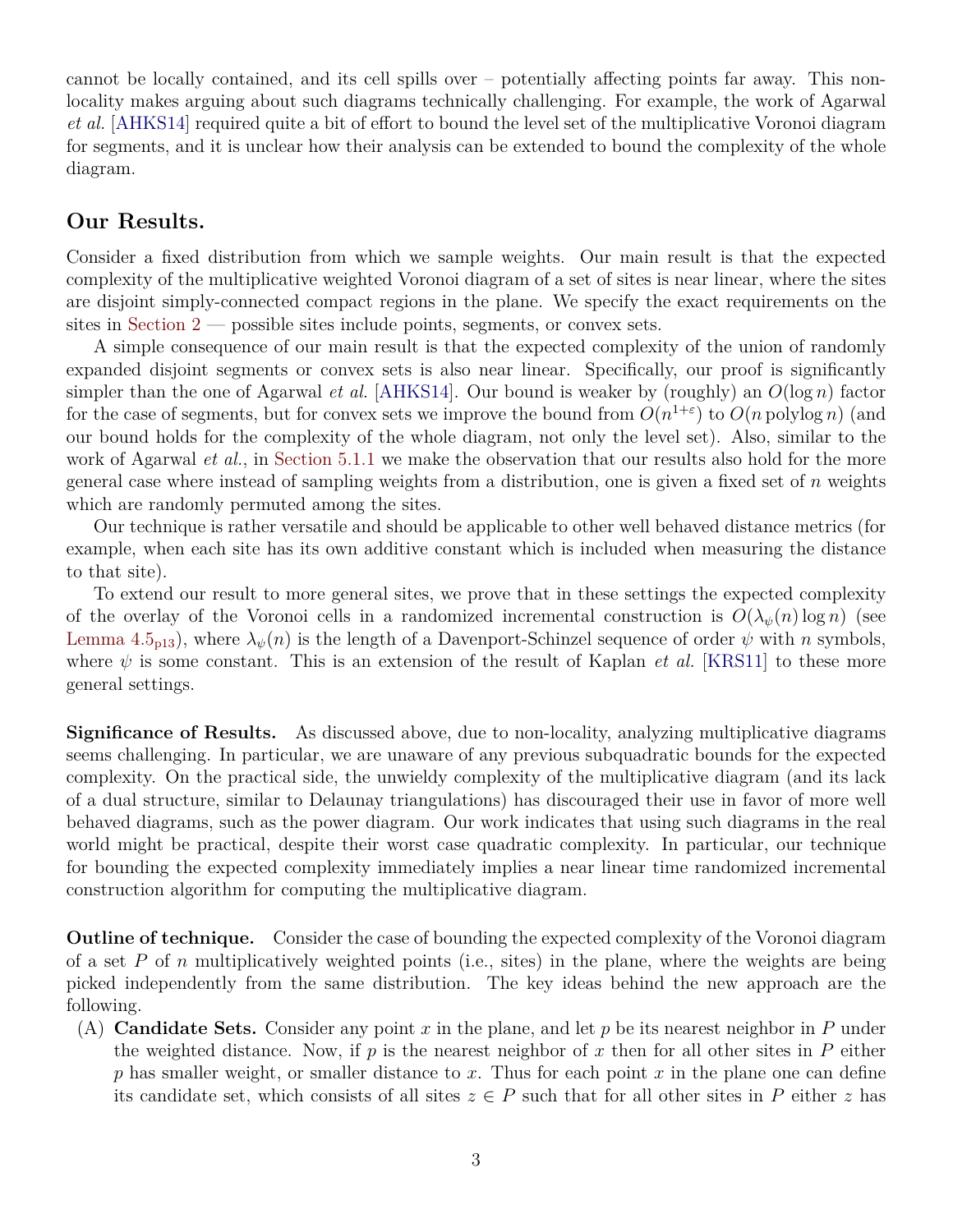cannot be locally contained, and its cell spills over – potentially affecting points far away. This non-locality makes arguing about such diagrams technically challenging. For example, the work of Agarwal *et al.* [AHKS14] required quite a bit of effort to bound the level set of the multiplicative Voronoi diagram for segments, and it is unclear how their analysis can be extended to bound the complexity of the whole diagram.

## Our Results.

Consider a fixed distribution from which we sample weights. Our main result is that the expected complexity of the multiplicative weighted Voronoi diagram of a set of sites is near linear, where the sites are disjoint simply-connected compact regions in the plane. We specify the exact requirements on the sites in Section 2 — possible sites include points, segments, or convex sets.

A simple consequence of our main result is that the expected complexity of the union of randomly expanded disjoint segments or convex sets is also near linear. Specifically, our proof is significantly simpler than the one of Agarwal *et al.* [AHKS14]. Our bound is weaker by (roughly) an $O(\log n)$ factor for the case of segments, but for convex sets we improve the bound from $O(n^{1+\varepsilon})$ to $O(n \operatorname{polylog} n)$ (and our bound holds for the complexity of the whole diagram, not only the level set). Also, similar to the work of Agarwal *et al.*, in Section 5.1.1 we make the observation that our results also hold for the more general case where instead of sampling weights from a distribution, one is given a fixed set of $n$ weights which are randomly permuted among the sites.

Our technique is rather versatile and should be applicable to other well behaved distance metrics (for example, when each site has its own additive constant which is included when measuring the distance to that site).

To extend our result to more general sites, we prove that in these settings the expected complexity of the overlay of the Voronoi cells in a randomized incremental construction is $O(\lambda_\psi(n) \log n)$ (see Lemma 4.5$_{\text{p13}}$), where $\lambda_\psi(n)$ is the length of a Davenport-Schinzel sequence of order $\psi$ with $n$ symbols, where $\psi$ is some constant. This is an extension of the result of Kaplan *et al.* [KRS11] to these more general settings.

**Significance of Results.** As discussed above, due to non-locality, analyzing multiplicative diagrams seems challenging. In particular, we are unaware of any previous subquadratic bounds for the expected complexity. On the practical side, the unwieldy complexity of the multiplicative diagram (and its lack of a dual structure, similar to Delaunay triangulations) has discouraged their use in favor of more well behaved diagrams, such as the power diagram. Our work indicates that using such diagrams in the real world might be practical, despite their worst case quadratic complexity. In particular, our technique for bounding the expected complexity immediately implies a near linear time randomized incremental construction algorithm for computing the multiplicative diagram.

**Outline of technique.** Consider the case of bounding the expected complexity of the Voronoi diagram of a set $P$ of $n$ multiplicatively weighted points (i.e., sites) in the plane, where the weights are being picked independently from the same distribution. The key ideas behind the new approach are the following.

(A) **Candidate Sets.** Consider any point $x$ in the plane, and let $p$ be its nearest neighbor in $P$ under the weighted distance. Now, if $p$ is the nearest neighbor of $x$ then for all other sites in $P$ either $p$ has smaller weight, or smaller distance to $x$. Thus for each point $x$ in the plane one can define its candidate set, which consists of all sites $z \in P$ such that for all other sites in $P$ either $z$ has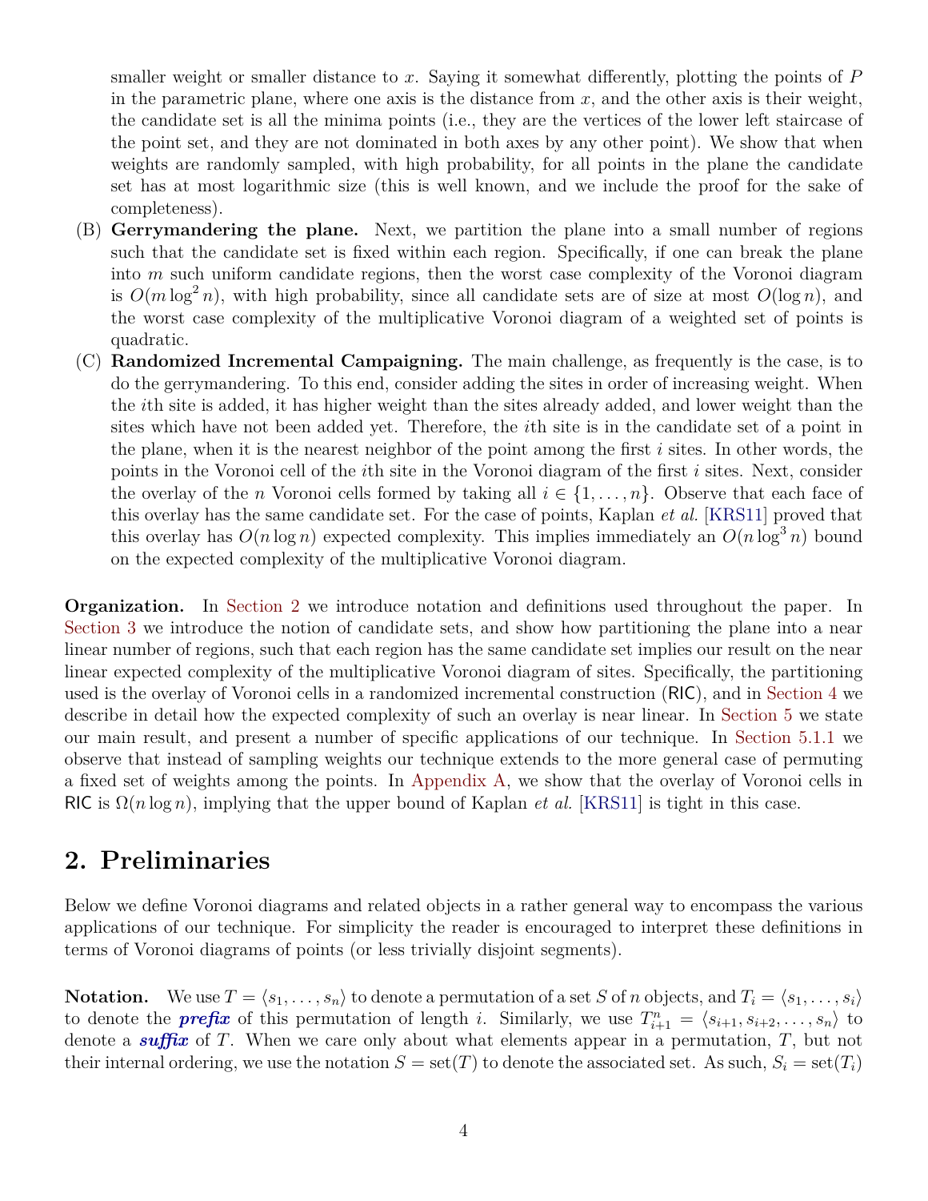smaller weight or smaller distance to $x$. Saying it somewhat differently, plotting the points of $P$ in the parametric plane, where one axis is the distance from $x$, and the other axis is their weight, the candidate set is all the minima points (i.e., they are the vertices of the lower left staircase of the point set, and they are not dominated in both axes by any other point). We show that when weights are randomly sampled, with high probability, for all points in the plane the candidate set has at most logarithmic size (this is well known, and we include the proof for the sake of completeness).

(B) **Gerrymandering the plane.** Next, we partition the plane into a small number of regions such that the candidate set is fixed within each region. Specifically, if one can break the plane into $m$ such uniform candidate regions, then the worst case complexity of the Voronoi diagram is $O(m \log^2 n)$, with high probability, since all candidate sets are of size at most $O(\log n)$, and the worst case complexity of the multiplicative Voronoi diagram of a weighted set of points is quadratic.

(C) **Randomized Incremental Campaigning.** The main challenge, as frequently is the case, is to do the gerrymandering. To this end, consider adding the sites in order of increasing weight. When the $i$th site is added, it has higher weight than the sites already added, and lower weight than the sites which have not been added yet. Therefore, the $i$th site is in the candidate set of a point in the plane, when it is the nearest neighbor of the point among the first $i$ sites. In other words, the points in the Voronoi cell of the $i$th site in the Voronoi diagram of the first $i$ sites. Next, consider the overlay of the $n$ Voronoi cells formed by taking all $i \in \{1, \ldots, n\}$. Observe that each face of this overlay has the same candidate set. For the case of points, Kaplan *et al.* [KRS11] proved that this overlay has $O(n \log n)$ expected complexity. This implies immediately an $O(n \log^3 n)$ bound on the expected complexity of the multiplicative Voronoi diagram.

**Organization.** In Section 2 we introduce notation and definitions used throughout the paper. In Section 3 we introduce the notion of candidate sets, and show how partitioning the plane into a near linear number of regions, such that each region has the same candidate set implies our result on the near linear expected complexity of the multiplicative Voronoi diagram of sites. Specifically, the partitioning used is the overlay of Voronoi cells in a randomized incremental construction (RIC), and in Section 4 we describe in detail how the expected complexity of such an overlay is near linear. In Section 5 we state our main result, and present a number of specific applications of our technique. In Section 5.1.1 we observe that instead of sampling weights our technique extends to the more general case of permuting a fixed set of weights among the points. In Appendix A, we show that the overlay of Voronoi cells in RIC is $\Omega(n \log n)$, implying that the upper bound of Kaplan *et al.* [KRS11] is tight in this case.

## 2. Preliminaries

Below we define Voronoi diagrams and related objects in a rather general way to encompass the various applications of our technique. For simplicity the reader is encouraged to interpret these definitions in terms of Voronoi diagrams of points (or less trivially disjoint segments).

**Notation.** We use $T = \langle s_1, \ldots, s_n \rangle$ to denote a permutation of a set $S$ of $n$ objects, and $T_i = \langle s_1, \ldots, s_i \rangle$ to denote the ***prefix*** of this permutation of length $i$. Similarly, we use $T_{i+1}^n = \langle s_{i+1}, s_{i+2}, \ldots, s_n \rangle$ to denote a ***suffix*** of $T$. When we care only about what elements appear in a permutation, $T$, but not their internal ordering, we use the notation $S = \mathrm{set}(T)$ to denote the associated set. As such, $S_i = \mathrm{set}(T_i)$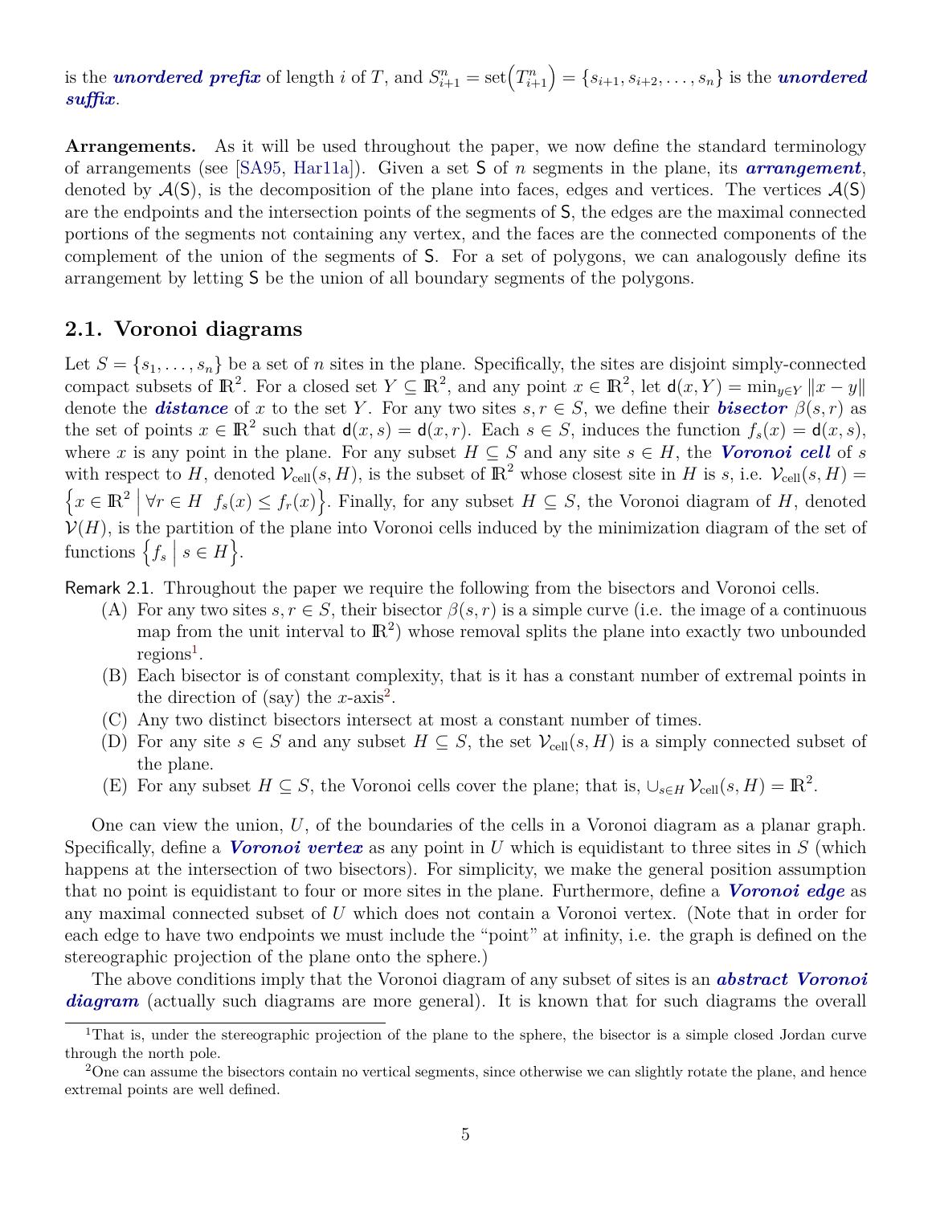is the ***unordered prefix*** of length $i$ of $T$, and $S_{i+1}^n = \text{set}\left(T_{i+1}^n\right) = \{s_{i+1}, s_{i+2}, \ldots, s_n\}$ is the ***unordered suffix***.

**Arrangements.** As it will be used throughout the paper, we now define the standard terminology of arrangements (see [SA95, Har11a]). Given a set $\mathsf{S}$ of $n$ segments in the plane, its ***arrangement***, denoted by $\mathcal{A}(\mathsf{S})$, is the decomposition of the plane into faces, edges and vertices. The vertices $\mathcal{A}(\mathsf{S})$ are the endpoints and the intersection points of the segments of $\mathsf{S}$, the edges are the maximal connected portions of the segments not containing any vertex, and the faces are the connected components of the complement of the union of the segments of $\mathsf{S}$. For a set of polygons, we can analogously define its arrangement by letting $\mathsf{S}$ be the union of all boundary segments of the polygons.

## 2.1. Voronoi diagrams

Let $S = \{s_1, \ldots, s_n\}$ be a set of $n$ sites in the plane. Specifically, the sites are disjoint simply-connected compact subsets of $\mathbb{R}^2$. For a closed set $Y \subseteq \mathbb{R}^2$, and any point $x \in \mathbb{R}^2$, let $\mathsf{d}(x, Y) = \min_{y \in Y} \|x - y\|$ denote the ***distance*** of $x$ to the set $Y$. For any two sites $s, r \in S$, we define their ***bisector*** $\beta(s, r)$ as the set of points $x \in \mathbb{R}^2$ such that $\mathsf{d}(x, s) = \mathsf{d}(x, r)$. Each $s \in S$, induces the function $f_s(x) = \mathsf{d}(x, s)$, where $x$ is any point in the plane. For any subset $H \subseteq S$ and any site $s \in H$, the ***Voronoi cell*** of $s$ with respect to $H$, denoted $\mathcal{V}_{\text{cell}}(s, H)$, is the subset of $\mathbb{R}^2$ whose closest site in $H$ is $s$, i.e. $\mathcal{V}_{\text{cell}}(s, H) = \left\{x \in \mathbb{R}^2 \;\middle|\; \forall r \in H \;\; f_s(x) \leq f_r(x)\right\}$. Finally, for any subset $H \subseteq S$, the Voronoi diagram of $H$, denoted $\mathcal{V}(H)$, is the partition of the plane into Voronoi cells induced by the minimization diagram of the set of functions $\left\{f_s \;\middle|\; s \in H\right\}$.

Remark 2.1. Throughout the paper we require the following from the bisectors and Voronoi cells.

(A) For any two sites $s, r \in S$, their bisector $\beta(s, r)$ is a simple curve (i.e. the image of a continuous map from the unit interval to $\mathbb{R}^2$) whose removal splits the plane into exactly two unbounded regions[1].

(B) Each bisector is of constant complexity, that is it has a constant number of extremal points in the direction of (say) the $x$-axis[2].

(C) Any two distinct bisectors intersect at most a constant number of times.

(D) For any site $s \in S$ and any subset $H \subseteq S$, the set $\mathcal{V}_{\text{cell}}(s, H)$ is a simply connected subset of the plane.

(E) For any subset $H \subseteq S$, the Voronoi cells cover the plane; that is, $\cup_{s \in H} \mathcal{V}_{\text{cell}}(s, H) = \mathbb{R}^2$.

One can view the union, $U$, of the boundaries of the cells in a Voronoi diagram as a planar graph. Specifically, define a ***Voronoi vertex*** as any point in $U$ which is equidistant to three sites in $S$ (which happens at the intersection of two bisectors). For simplicity, we make the general position assumption that no point is equidistant to four or more sites in the plane. Furthermore, define a ***Voronoi edge*** as any maximal connected subset of $U$ which does not contain a Voronoi vertex. (Note that in order for each edge to have two endpoints we must include the "point" at infinity, i.e. the graph is defined on the stereographic projection of the plane onto the sphere.)

The above conditions imply that the Voronoi diagram of any subset of sites is an ***abstract Voronoi diagram*** (actually such diagrams are more general). It is known that for such diagrams the overall

---

[1] That is, under the stereographic projection of the plane to the sphere, the bisector is a simple closed Jordan curve through the north pole.

[2] One can assume the bisectors contain no vertical segments, since otherwise we can slightly rotate the plane, and hence extremal points are well defined.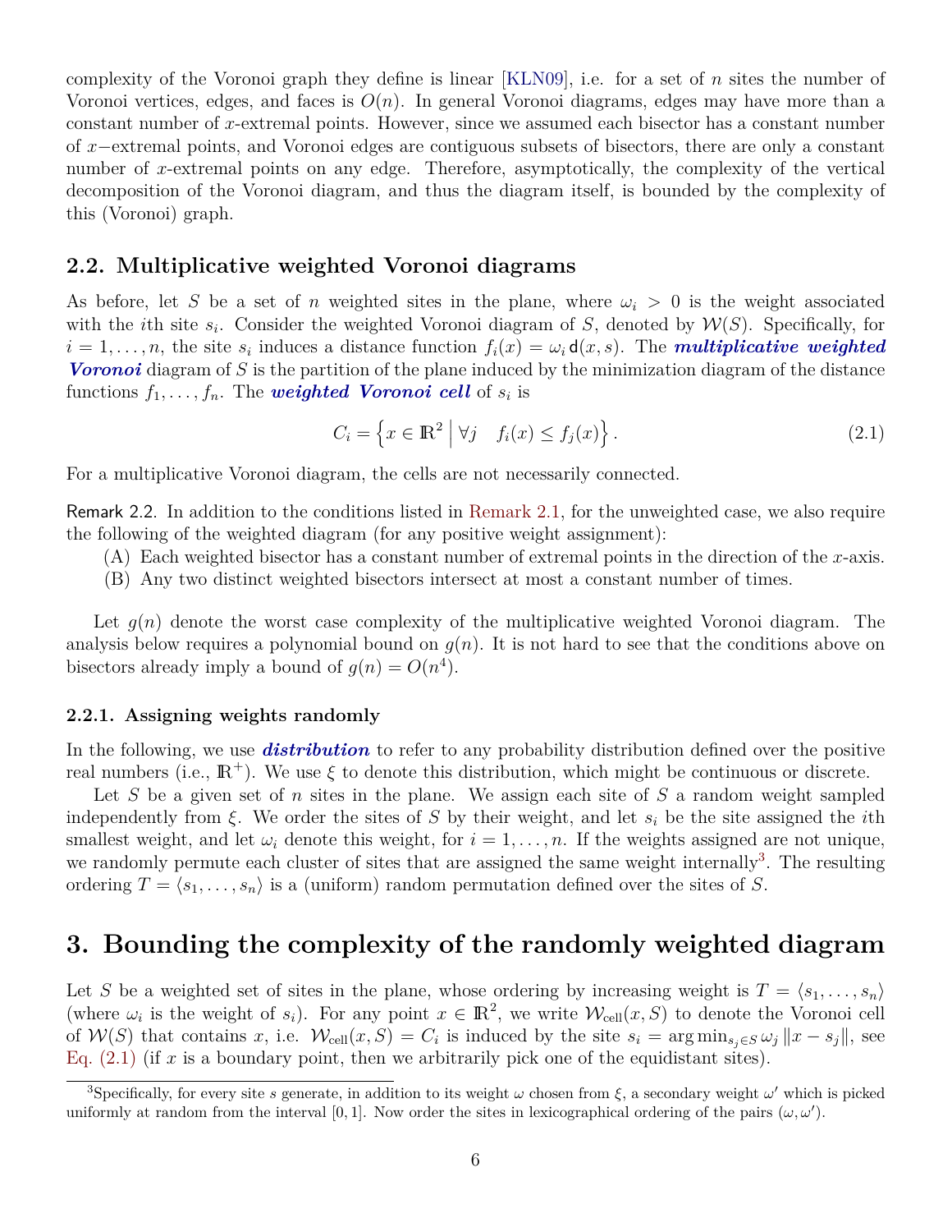complexity of the Voronoi graph they define is linear [KLN09], i.e. for a set of $n$ sites the number of Voronoi vertices, edges, and faces is $O(n)$. In general Voronoi diagrams, edges may have more than a constant number of $x$-extremal points. However, since we assumed each bisector has a constant number of $x-$extremal points, and Voronoi edges are contiguous subsets of bisectors, there are only a constant number of $x$-extremal points on any edge. Therefore, asymptotically, the complexity of the vertical decomposition of the Voronoi diagram, and thus the diagram itself, is bounded by the complexity of this (Voronoi) graph.

## 2.2. Multiplicative weighted Voronoi diagrams

As before, let $S$ be a set of $n$ weighted sites in the plane, where $\omega_i > 0$ is the weight associated with the $i$th site $s_i$. Consider the weighted Voronoi diagram of $S$, denoted by $\mathcal{W}(S)$. Specifically, for $i = 1, \ldots, n$, the site $s_i$ induces a distance function $f_i(x) = \omega_i \, \mathsf{d}(x, s)$. The ***multiplicative weighted Voronoi*** diagram of $S$ is the partition of the plane induced by the minimization diagram of the distance functions $f_1, \ldots, f_n$. The ***weighted Voronoi cell*** of $s_i$ is

$$C_i = \left\{ x \in \mathbb{R}^2 \;\middle|\; \forall j \quad f_i(x) \leq f_j(x) \right\}. \tag{2.1}$$

For a multiplicative Voronoi diagram, the cells are not necessarily connected.

Remark 2.2. In addition to the conditions listed in Remark 2.1, for the unweighted case, we also require the following of the weighted diagram (for any positive weight assignment):

(A) Each weighted bisector has a constant number of extremal points in the direction of the $x$-axis.

(B) Any two distinct weighted bisectors intersect at most a constant number of times.

Let $g(n)$ denote the worst case complexity of the multiplicative weighted Voronoi diagram. The analysis below requires a polynomial bound on $g(n)$. It is not hard to see that the conditions above on bisectors already imply a bound of $g(n) = O(n^4)$.

### 2.2.1. Assigning weights randomly

In the following, we use ***distribution*** to refer to any probability distribution defined over the positive real numbers (i.e., $\mathbb{R}^+$). We use $\xi$ to denote this distribution, which might be continuous or discrete.

Let $S$ be a given set of $n$ sites in the plane. We assign each site of $S$ a random weight sampled independently from $\xi$. We order the sites of $S$ by their weight, and let $s_i$ be the site assigned the $i$th smallest weight, and let $\omega_i$ denote this weight, for $i = 1, \ldots, n$. If the weights assigned are not unique, we randomly permute each cluster of sites that are assigned the same weight internally[3]. The resulting ordering $T = \langle s_1, \ldots, s_n \rangle$ is a (uniform) random permutation defined over the sites of $S$.

# 3. Bounding the complexity of the randomly weighted diagram

Let $S$ be a weighted set of sites in the plane, whose ordering by increasing weight is $T = \langle s_1, \ldots, s_n \rangle$ (where $\omega_i$ is the weight of $s_i$). For any point $x \in \mathbb{R}^2$, we write $\mathcal{W}_{\mathrm{cell}}(x, S)$ to denote the Voronoi cell of $\mathcal{W}(S)$ that contains $x$, i.e. $\mathcal{W}_{\mathrm{cell}}(x, S) = C_i$ is induced by the site $s_i = \arg\min_{s_j \in S} \omega_j \|x - s_j\|$, see Eq. (2.1) (if $x$ is a boundary point, then we arbitrarily pick one of the equidistant sites).

[3] Specifically, for every site $s$ generate, in addition to its weight $\omega$ chosen from $\xi$, a secondary weight $\omega'$ which is picked uniformly at random from the interval $[0, 1]$. Now order the sites in lexicographical ordering of the pairs $(\omega, \omega')$.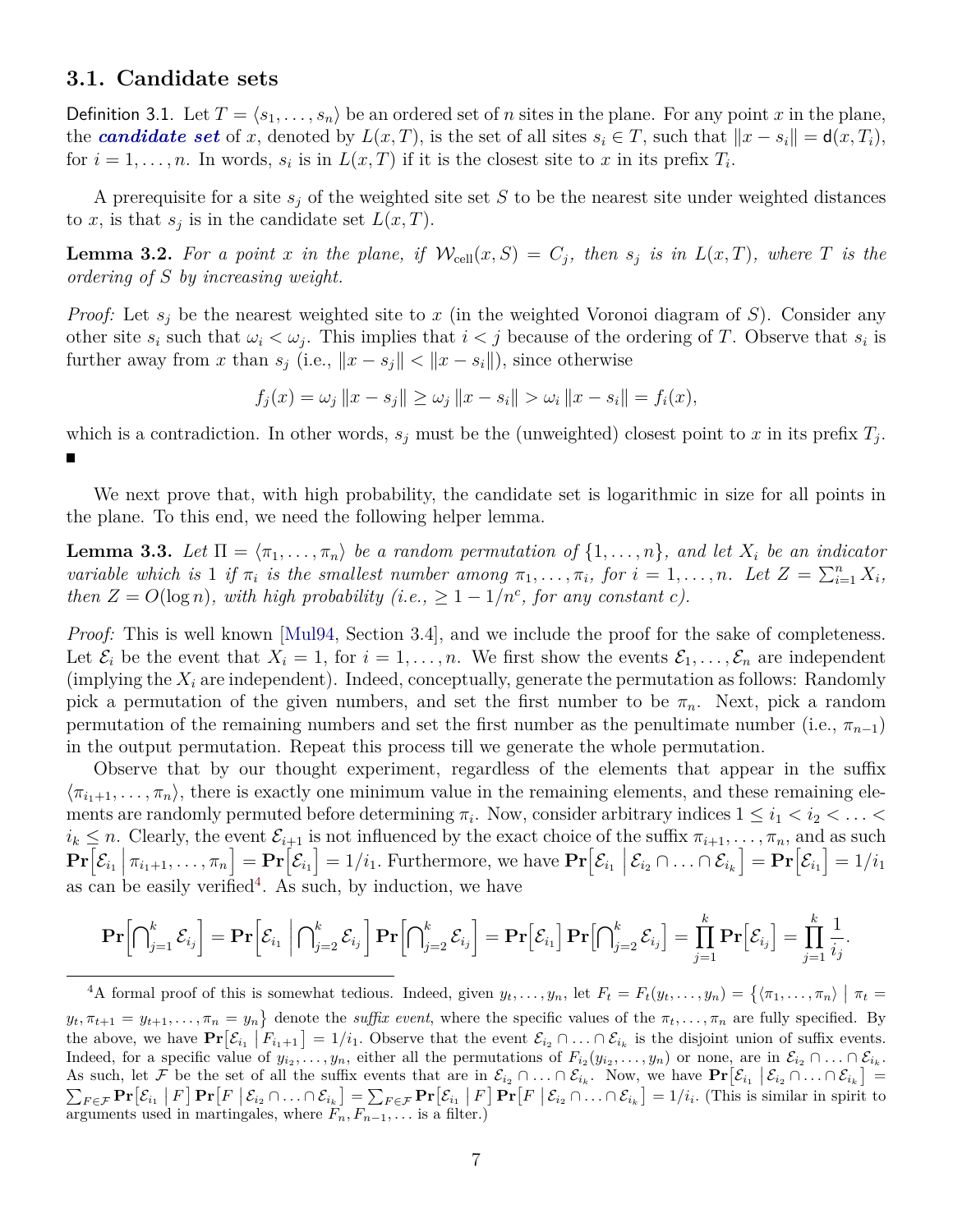## 3.1. Candidate sets

Definition 3.1. Let $T = \langle s_1, \ldots, s_n \rangle$ be an ordered set of $n$ sites in the plane. For any point $x$ in the plane, the ***candidate set*** of $x$, denoted by $L(x, T)$, is the set of all sites $s_i \in T$, such that $\|x - s_i\| = \mathsf{d}(x, T_i)$, for $i = 1, \ldots, n$. In words, $s_i$ is in $L(x, T)$ if it is the closest site to $x$ in its prefix $T_i$.

A prerequisite for a site $s_j$ of the weighted site set $S$ to be the nearest site under weighted distances to $x$, is that $s_j$ is in the candidate set $L(x, T)$.

**Lemma 3.2.** *For a point $x$ in the plane, if $\mathcal{W}_{\mathrm{cell}}(x, S) = C_j$, then $s_j$ is in $L(x, T)$, where $T$ is the ordering of $S$ by increasing weight.*

*Proof:* Let $s_j$ be the nearest weighted site to $x$ (in the weighted Voronoi diagram of $S$). Consider any other site $s_i$ such that $\omega_i < \omega_j$. This implies that $i < j$ because of the ordering of $T$. Observe that $s_i$ is further away from $x$ than $s_j$ (i.e., $\|x - s_j\| < \|x - s_i\|$), since otherwise

$$f_j(x) = \omega_j \|x - s_j\| \geq \omega_j \|x - s_i\| > \omega_i \|x - s_i\| = f_i(x),$$

which is a contradiction. In other words, $s_j$ must be the (unweighted) closest point to $x$ in its prefix $T_j$. ∎

We next prove that, with high probability, the candidate set is logarithmic in size for all points in the plane. To this end, we need the following helper lemma.

**Lemma 3.3.** *Let $\Pi = \langle \pi_1, \ldots, \pi_n \rangle$ be a random permutation of $\{1, \ldots, n\}$, and let $X_i$ be an indicator variable which is 1 if $\pi_i$ is the smallest number among $\pi_1, \ldots, \pi_i$, for $i = 1, \ldots, n$. Let $Z = \sum_{i=1}^{n} X_i$, then $Z = O(\log n)$, with high probability (i.e., $\geq 1 - 1/n^c$, for any constant $c$).*

*Proof:* This is well known [Mul94, Section 3.4], and we include the proof for the sake of completeness. Let $\mathcal{E}_i$ be the event that $X_i = 1$, for $i = 1, \ldots, n$. We first show the events $\mathcal{E}_1, \ldots, \mathcal{E}_n$ are independent (implying the $X_i$ are independent). Indeed, conceptually, generate the permutation as follows: Randomly pick a permutation of the given numbers, and set the first number to be $\pi_n$. Next, pick a random permutation of the remaining numbers and set the first number as the penultimate number (i.e., $\pi_{n-1}$) in the output permutation. Repeat this process till we generate the whole permutation.

Observe that by our thought experiment, regardless of the elements that appear in the suffix $\langle \pi_{i_1+1}, \ldots, \pi_n \rangle$, there is exactly one minimum value in the remaining elements, and these remaining elements are randomly permuted before determining $\pi_i$. Now, consider arbitrary indices $1 \leq i_1 < i_2 < \ldots < i_k \leq n$. Clearly, the event $\mathcal{E}_{i+1}$ is not influenced by the exact choice of the suffix $\pi_{i+1}, \ldots, \pi_n$, and as such $\mathbf{Pr}\big[\mathcal{E}_{i_1} \,\big|\, \pi_{i_1+1}, \ldots, \pi_n\big] = \mathbf{Pr}\big[\mathcal{E}_{i_1}\big] = 1/i_1$. Furthermore, we have $\mathbf{Pr}\big[\mathcal{E}_{i_1} \,\big|\, \mathcal{E}_{i_2} \cap \ldots \cap \mathcal{E}_{i_k}\big] = \mathbf{Pr}\big[\mathcal{E}_{i_1}\big] = 1/i_1$ as can be easily verified[4]. As such, by induction, we have

$$\mathbf{Pr}\Big[\bigcap\nolimits_{j=1}^{k} \mathcal{E}_{i_j}\Big] = \mathbf{Pr}\Big[\mathcal{E}_{i_1} \,\Big|\, \bigcap\nolimits_{j=2}^{k} \mathcal{E}_{i_j}\Big] \mathbf{Pr}\Big[\bigcap\nolimits_{j=2}^{k} \mathcal{E}_{i_j}\Big] = \mathbf{Pr}\big[\mathcal{E}_{i_1}\big] \mathbf{Pr}\Big[\bigcap\nolimits_{j=2}^{k} \mathcal{E}_{i_j}\Big] = \prod_{j=1}^{k} \mathbf{Pr}\big[\mathcal{E}_{i_j}\big] = \prod_{j=1}^{k} \frac{1}{i_j}.$$

---

[4] A formal proof of this is somewhat tedious. Indeed, given $y_t, \ldots, y_n$, let $F_t = F_t(y_t, \ldots, y_n) = \big\{\langle \pi_1, \ldots, \pi_n \rangle \mid \pi_t = y_t, \pi_{t+1} = y_{t+1}, \ldots, \pi_n = y_n\big\}$ denote the *suffix event*, where the specific values of the $\pi_t, \ldots, \pi_n$ are fully specified. By the above, we have $\mathbf{Pr}\big[\mathcal{E}_{i_1} \,\big|\, F_{i_1+1}\big] = 1/i_1$. Observe that the event $\mathcal{E}_{i_2} \cap \ldots \cap \mathcal{E}_{i_k}$ is the disjoint union of suffix events. Indeed, for a specific value of $y_{i_2}, \ldots, y_n$, either all the permutations of $F_{i_2}(y_{i_2}, \ldots, y_n)$ or none, are in $\mathcal{E}_{i_2} \cap \ldots \cap \mathcal{E}_{i_k}$. As such, let $\mathcal{F}$ be the set of all the suffix events that are in $\mathcal{E}_{i_2} \cap \ldots \cap \mathcal{E}_{i_k}$. Now, we have $\mathbf{Pr}\big[\mathcal{E}_{i_1} \,\big|\, \mathcal{E}_{i_2} \cap \ldots \cap \mathcal{E}_{i_k}\big] = \sum_{F \in \mathcal{F}} \mathbf{Pr}\big[\mathcal{E}_{i_1} \,\big|\, F\big] \mathbf{Pr}\big[F \,\big|\, \mathcal{E}_{i_2} \cap \ldots \cap \mathcal{E}_{i_k}\big] = \sum_{F \in \mathcal{F}} \mathbf{Pr}\big[\mathcal{E}_{i_1} \,\big|\, F\big] \mathbf{Pr}\big[F \,\big|\, \mathcal{E}_{i_2} \cap \ldots \cap \mathcal{E}_{i_k}\big] = 1/i_i$. (This is similar in spirit to arguments used in martingales, where $F_n, F_{n-1}, \ldots$ is a filter.)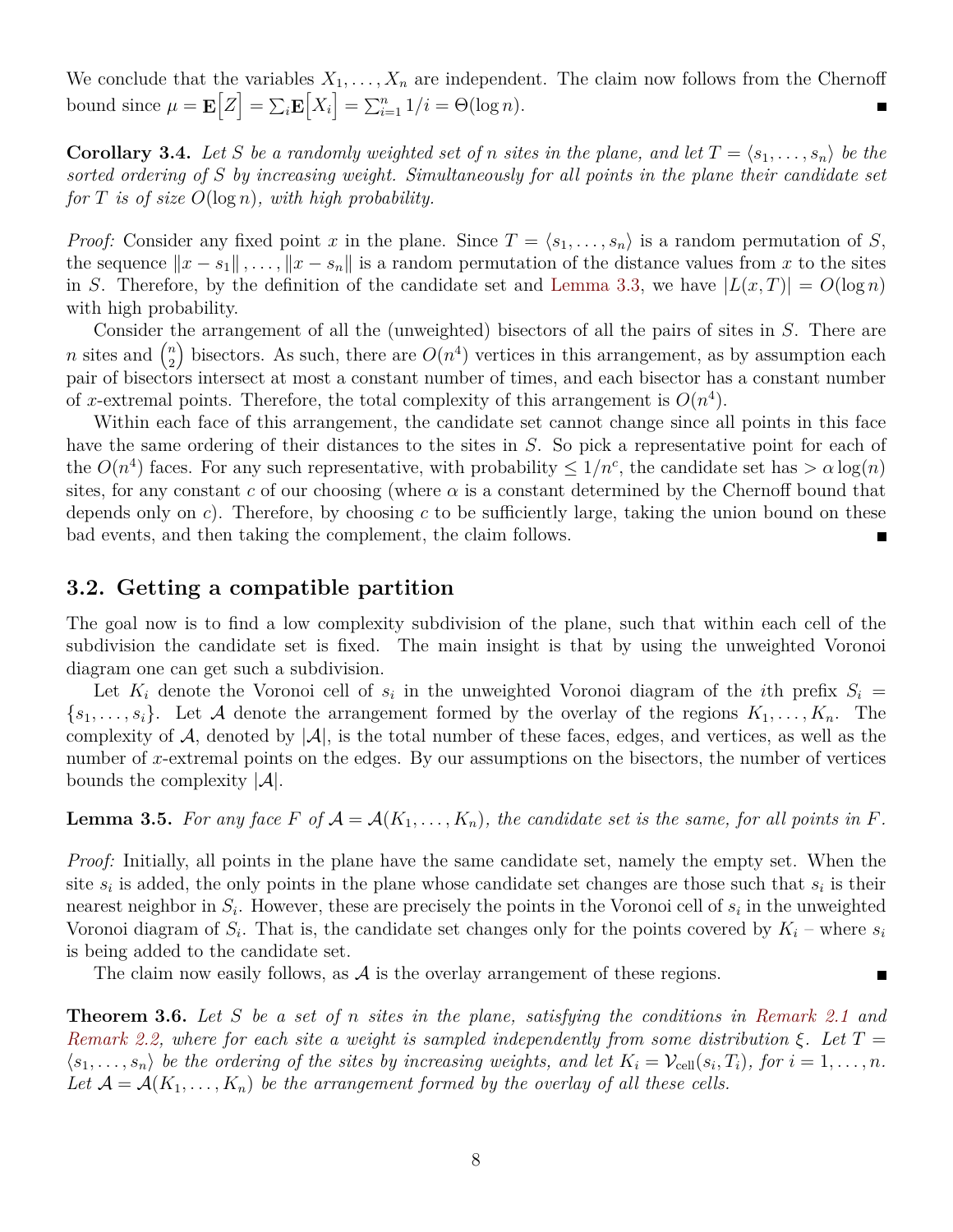We conclude that the variables $X_1, \ldots, X_n$ are independent. The claim now follows from the Chernoff bound since $\mu = \mathbf{E}\big[Z\big] = \sum_i \mathbf{E}\big[X_i\big] = \sum_{i=1}^n 1/i = \Theta(\log n)$. ∎

**Corollary 3.4.** *Let $S$ be a randomly weighted set of $n$ sites in the plane, and let $T = \langle s_1, \ldots, s_n \rangle$ be the sorted ordering of $S$ by increasing weight. Simultaneously for all points in the plane their candidate set for $T$ is of size $O(\log n)$, with high probability.*

*Proof:* Consider any fixed point $x$ in the plane. Since $T = \langle s_1, \ldots, s_n \rangle$ is a random permutation of $S$, the sequence $\|x - s_1\|, \ldots, \|x - s_n\|$ is a random permutation of the distance values from $x$ to the sites in $S$. Therefore, by the definition of the candidate set and Lemma 3.3, we have $|L(x, T)| = O(\log n)$ with high probability.

Consider the arrangement of all the (unweighted) bisectors of all the pairs of sites in $S$. There are $n$ sites and $\binom{n}{2}$ bisectors. As such, there are $O(n^4)$ vertices in this arrangement, as by assumption each pair of bisectors intersect at most a constant number of times, and each bisector has a constant number of $x$-extremal points. Therefore, the total complexity of this arrangement is $O(n^4)$.

Within each face of this arrangement, the candidate set cannot change since all points in this face have the same ordering of their distances to the sites in $S$. So pick a representative point for each of the $O(n^4)$ faces. For any such representative, with probability $\leq 1/n^c$, the candidate set has $> \alpha \log(n)$ sites, for any constant $c$ of our choosing (where $\alpha$ is a constant determined by the Chernoff bound that depends only on $c$). Therefore, by choosing $c$ to be sufficiently large, taking the union bound on these bad events, and then taking the complement, the claim follows. ∎

## 3.2. Getting a compatible partition

The goal now is to find a low complexity subdivision of the plane, such that within each cell of the subdivision the candidate set is fixed. The main insight is that by using the unweighted Voronoi diagram one can get such a subdivision.

Let $K_i$ denote the Voronoi cell of $s_i$ in the unweighted Voronoi diagram of the $i$th prefix $S_i = \{s_1, \ldots, s_i\}$. Let $\mathcal{A}$ denote the arrangement formed by the overlay of the regions $K_1, \ldots, K_n$. The complexity of $\mathcal{A}$, denoted by $|\mathcal{A}|$, is the total number of these faces, edges, and vertices, as well as the number of $x$-extremal points on the edges. By our assumptions on the bisectors, the number of vertices bounds the complexity $|\mathcal{A}|$.

**Lemma 3.5.** *For any face $F$ of $\mathcal{A} = \mathcal{A}(K_1, \ldots, K_n)$, the candidate set is the same, for all points in $F$.*

*Proof:* Initially, all points in the plane have the same candidate set, namely the empty set. When the site $s_i$ is added, the only points in the plane whose candidate set changes are those such that $s_i$ is their nearest neighbor in $S_i$. However, these are precisely the points in the Voronoi cell of $s_i$ in the unweighted Voronoi diagram of $S_i$. That is, the candidate set changes only for the points covered by $K_i$ – where $s_i$ is being added to the candidate set.

The claim now easily follows, as $\mathcal{A}$ is the overlay arrangement of these regions. ∎

**Theorem 3.6.** *Let $S$ be a set of $n$ sites in the plane, satisfying the conditions in Remark 2.1 and Remark 2.2, where for each site a weight is sampled independently from some distribution $\xi$. Let $T = \langle s_1, \ldots, s_n \rangle$ be the ordering of the sites by increasing weights, and let $K_i = \mathcal{V}_{\mathrm{cell}}(s_i, T_i)$, for $i = 1, \ldots, n$. Let $\mathcal{A} = \mathcal{A}(K_1, \ldots, K_n)$ be the arrangement formed by the overlay of all these cells.*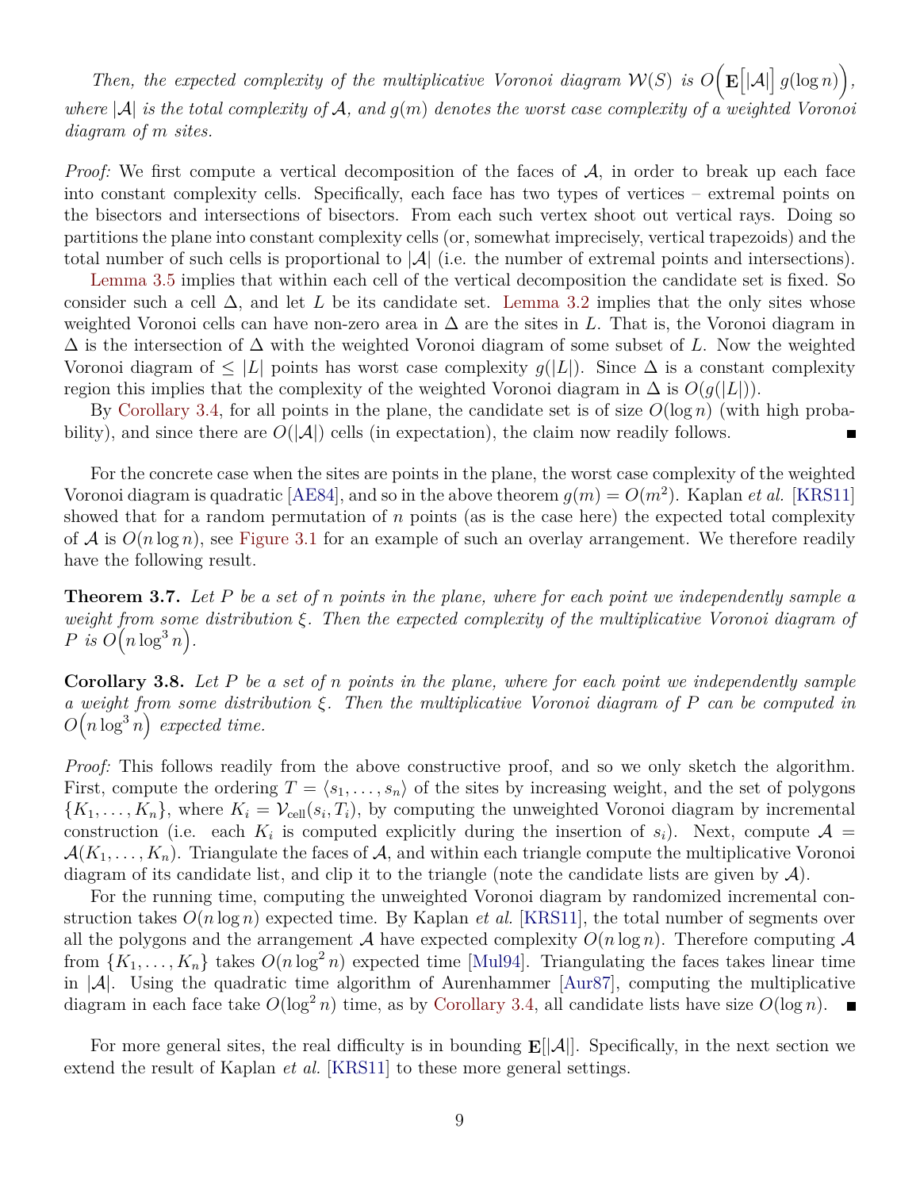*Then, the expected complexity of the multiplicative Voronoi diagram $\mathcal{W}(S)$ is $O\Big(\mathbf{E}\Big[|\mathcal{A}|\Big]\, g(\log n)\Big)$, where $|\mathcal{A}|$ is the total complexity of $\mathcal{A}$, and $g(m)$ denotes the worst case complexity of a weighted Voronoi diagram of $m$ sites.*

*Proof:* We first compute a vertical decomposition of the faces of $\mathcal{A}$, in order to break up each face into constant complexity cells. Specifically, each face has two types of vertices – extremal points on the bisectors and intersections of bisectors. From each such vertex shoot out vertical rays. Doing so partitions the plane into constant complexity cells (or, somewhat imprecisely, vertical trapezoids) and the total number of such cells is proportional to $|\mathcal{A}|$ (i.e. the number of extremal points and intersections).

Lemma 3.5 implies that within each cell of the vertical decomposition the candidate set is fixed. So consider such a cell $\Delta$, and let $L$ be its candidate set. Lemma 3.2 implies that the only sites whose weighted Voronoi cells can have non-zero area in $\Delta$ are the sites in $L$. That is, the Voronoi diagram in $\Delta$ is the intersection of $\Delta$ with the weighted Voronoi diagram of some subset of $L$. Now the weighted Voronoi diagram of $\leq |L|$ points has worst case complexity $g(|L|)$. Since $\Delta$ is a constant complexity region this implies that the complexity of the weighted Voronoi diagram in $\Delta$ is $O(g(|L|))$.

By Corollary 3.4, for all points in the plane, the candidate set is of size $O(\log n)$ (with high probability), and since there are $O(|\mathcal{A}|)$ cells (in expectation), the claim now readily follows. ∎

For the concrete case when the sites are points in the plane, the worst case complexity of the weighted Voronoi diagram is quadratic [AE84], and so in the above theorem $g(m) = O(m^2)$. Kaplan *et al.* [KRS11] showed that for a random permutation of $n$ points (as is the case here) the expected total complexity of $\mathcal{A}$ is $O(n \log n)$, see Figure 3.1 for an example of such an overlay arrangement. We therefore readily have the following result.

**Theorem 3.7.** *Let $P$ be a set of $n$ points in the plane, where for each point we independently sample a weight from some distribution $\xi$. Then the expected complexity of the multiplicative Voronoi diagram of $P$ is $O\Big(n \log^3 n\Big)$.*

**Corollary 3.8.** *Let $P$ be a set of $n$ points in the plane, where for each point we independently sample a weight from some distribution $\xi$. Then the multiplicative Voronoi diagram of $P$ can be computed in $O\Big(n \log^3 n\Big)$ expected time.*

*Proof:* This follows readily from the above constructive proof, and so we only sketch the algorithm. First, compute the ordering $T = \langle s_1, \ldots, s_n \rangle$ of the sites by increasing weight, and the set of polygons $\{K_1, \ldots, K_n\}$, where $K_i = \mathcal{V}_{\mathrm{cell}}(s_i, T_i)$, by computing the unweighted Voronoi diagram by incremental construction (i.e. each $K_i$ is computed explicitly during the insertion of $s_i$). Next, compute $\mathcal{A} = \mathcal{A}(K_1, \ldots, K_n)$. Triangulate the faces of $\mathcal{A}$, and within each triangle compute the multiplicative Voronoi diagram of its candidate list, and clip it to the triangle (note the candidate lists are given by $\mathcal{A}$).

For the running time, computing the unweighted Voronoi diagram by randomized incremental construction takes $O(n \log n)$ expected time. By Kaplan *et al.* [KRS11], the total number of segments over all the polygons and the arrangement $\mathcal{A}$ have expected complexity $O(n \log n)$. Therefore computing $\mathcal{A}$ from $\{K_1, \ldots, K_n\}$ takes $O(n \log^2 n)$ expected time [Mul94]. Triangulating the faces takes linear time in $|\mathcal{A}|$. Using the quadratic time algorithm of Aurenhammer [Aur87], computing the multiplicative diagram in each face take $O(\log^2 n)$ time, as by Corollary 3.4, all candidate lists have size $O(\log n)$. ∎

For more general sites, the real difficulty is in bounding $\mathbf{E}[|\mathcal{A}|]$. Specifically, in the next section we extend the result of Kaplan *et al.* [KRS11] to these more general settings.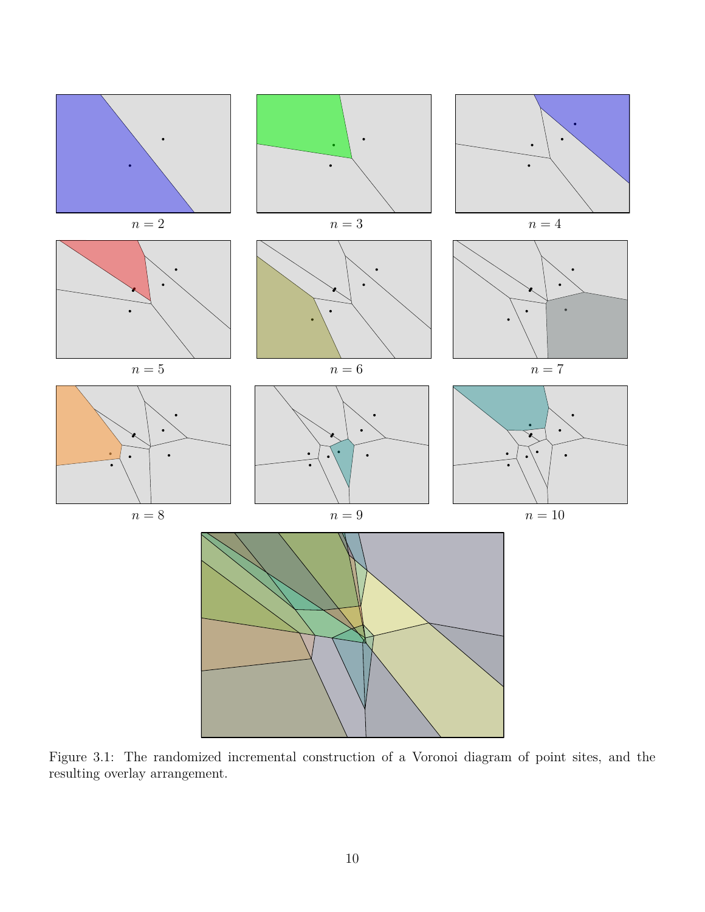$n = 2$ $n = 3$ $n = 4$

$n = 5$ $n = 6$ $n = 7$

$n = 8$ $n = 9$ $n = 10$

Figure 3.1: The randomized incremental construction of a Voronoi diagram of point sites, and the resulting overlay arrangement.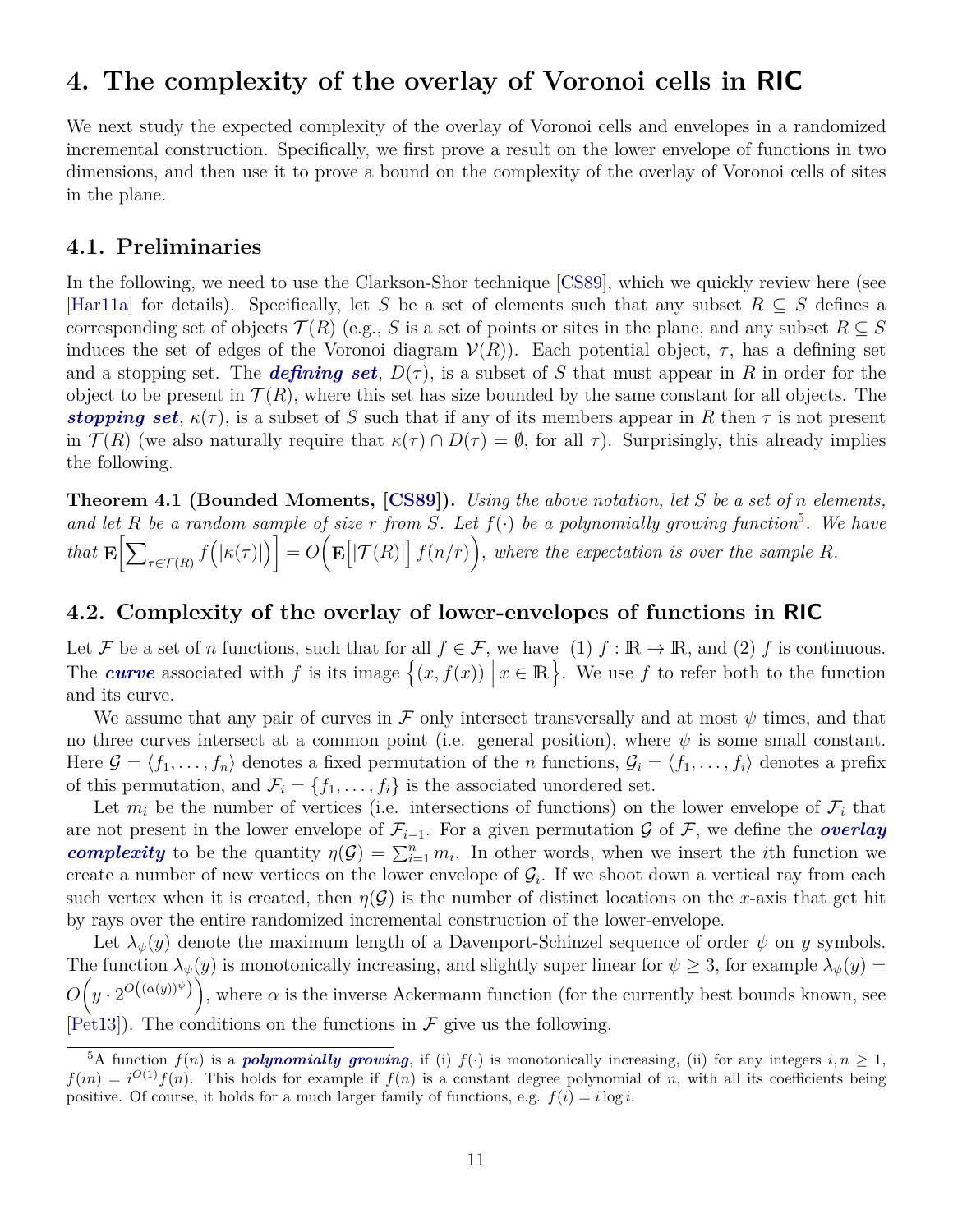# 4. The complexity of the overlay of Voronoi cells in RIC

We next study the expected complexity of the overlay of Voronoi cells and envelopes in a randomized incremental construction. Specifically, we first prove a result on the lower envelope of functions in two dimensions, and then use it to prove a bound on the complexity of the overlay of Voronoi cells of sites in the plane.

## 4.1. Preliminaries

In the following, we need to use the Clarkson-Shor technique [CS89], which we quickly review here (see [Har11a] for details). Specifically, let $S$ be a set of elements such that any subset $R \subseteq S$ defines a corresponding set of objects $\mathcal{T}(R)$ (e.g., $S$ is a set of points or sites in the plane, and any subset $R \subseteq S$ induces the set of edges of the Voronoi diagram $\mathcal{V}(R)$). Each potential object, $\tau$, has a defining set and a stopping set. The ***defining set***, $D(\tau)$, is a subset of $S$ that must appear in $R$ in order for the object to be present in $\mathcal{T}(R)$, where this set has size bounded by the same constant for all objects. The ***stopping set***, $\kappa(\tau)$, is a subset of $S$ such that if any of its members appear in $R$ then $\tau$ is not present in $\mathcal{T}(R)$ (we also naturally require that $\kappa(\tau) \cap D(\tau) = \emptyset$, for all $\tau$). Surprisingly, this already implies the following.

**Theorem 4.1 (Bounded Moments, [CS89]).** *Using the above notation, let $S$ be a set of $n$ elements, and let $R$ be a random sample of size $r$ from $S$. Let $f(\cdot)$ be a polynomially growing function*[5]. *We have that* $\mathbf{E}\Big[\sum_{\tau \in \mathcal{T}(R)} f\Big(|\kappa(\tau)|\Big)\Big] = O\Big(\mathbf{E}\Big[|\mathcal{T}(R)|\Big] f(n/r)\Big)$, *where the expectation is over the sample $R$.*

## 4.2. Complexity of the overlay of lower-envelopes of functions in RIC

Let $\mathcal{F}$ be a set of $n$ functions, such that for all $f \in \mathcal{F}$, we have (1) $f : \mathbb{R} \to \mathbb{R}$, and (2) $f$ is continuous. The ***curve*** associated with $f$ is its image $\Big\{(x, f(x)) \;\Big|\; x \in \mathbb{R}\Big\}$. We use $f$ to refer both to the function and its curve.

We assume that any pair of curves in $\mathcal{F}$ only intersect transversally and at most $\psi$ times, and that no three curves intersect at a common point (i.e. general position), where $\psi$ is some small constant. Here $\mathcal{G} = \langle f_1, \ldots, f_n \rangle$ denotes a fixed permutation of the $n$ functions, $\mathcal{G}_i = \langle f_1, \ldots, f_i \rangle$ denotes a prefix of this permutation, and $\mathcal{F}_i = \{f_1, \ldots, f_i\}$ is the associated unordered set.

Let $m_i$ be the number of vertices (i.e. intersections of functions) on the lower envelope of $\mathcal{F}_i$ that are not present in the lower envelope of $\mathcal{F}_{i-1}$. For a given permutation $\mathcal{G}$ of $\mathcal{F}$, we define the ***overlay complexity*** to be the quantity $\eta(\mathcal{G}) = \sum_{i=1}^{n} m_i$. In other words, when we insert the $i$th function we create a number of new vertices on the lower envelope of $\mathcal{G}_i$. If we shoot down a vertical ray from each such vertex when it is created, then $\eta(\mathcal{G})$ is the number of distinct locations on the $x$-axis that get hit by rays over the entire randomized incremental construction of the lower-envelope.

Let $\lambda_\psi(y)$ denote the maximum length of a Davenport-Schinzel sequence of order $\psi$ on $y$ symbols. The function $\lambda_\psi(y)$ is monotonically increasing, and slightly super linear for $\psi \geq 3$, for example $\lambda_\psi(y) = O\Big(y \cdot 2^{O\left((\alpha(y))^\psi\right)}\Big)$, where $\alpha$ is the inverse Ackermann function (for the currently best bounds known, see [Pet13]). The conditions on the functions in $\mathcal{F}$ give us the following.

[5] A function $f(n)$ is a ***polynomially growing***, if (i) $f(\cdot)$ is monotonically increasing, (ii) for any integers $i, n \geq 1$, $f(in) = i^{O(1)} f(n)$. This holds for example if $f(n)$ is a constant degree polynomial of $n$, with all its coefficients being positive. Of course, it holds for a much larger family of functions, e.g. $f(i) = i \log i$.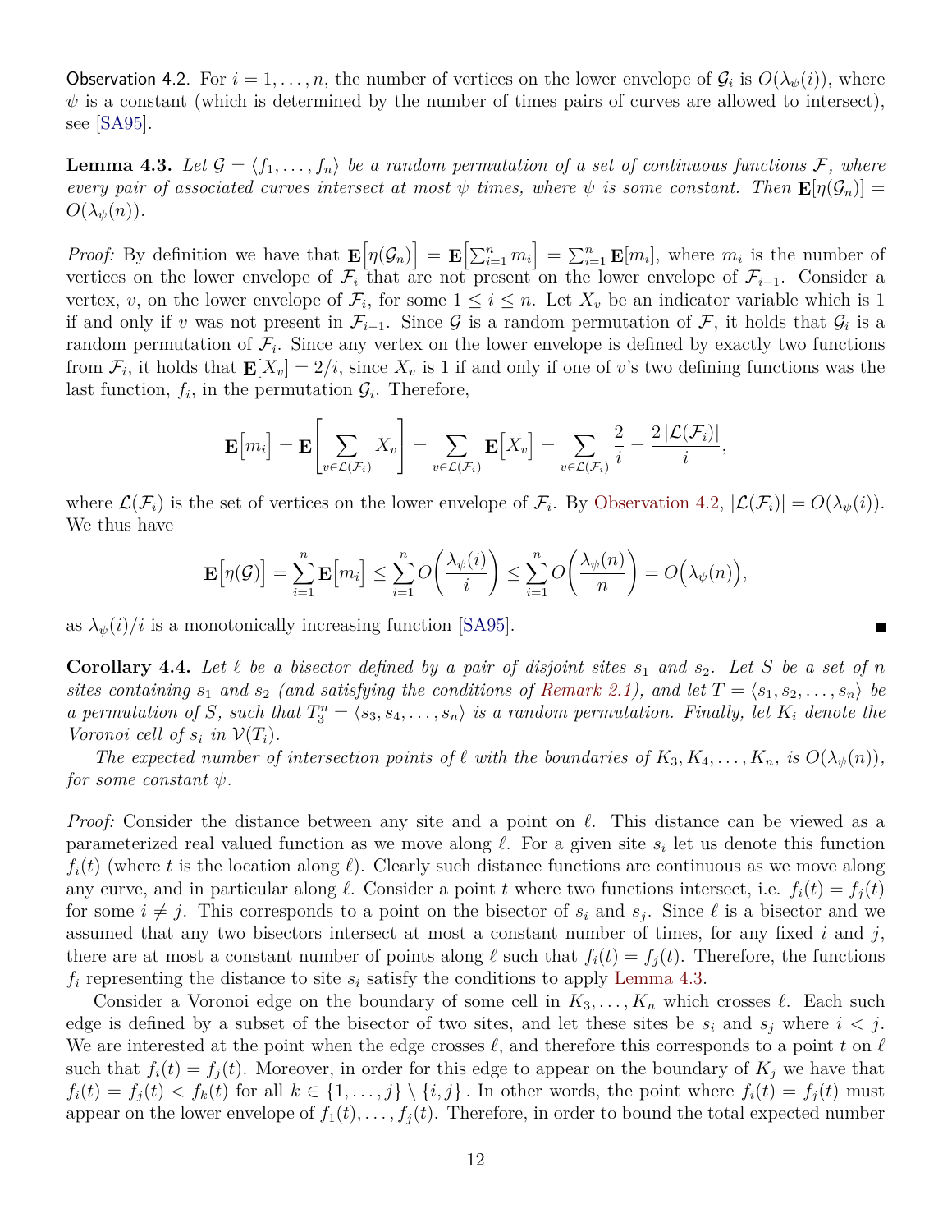Observation 4.2. For $i = 1, \ldots, n$, the number of vertices on the lower envelope of $\mathcal{G}_i$ is $O(\lambda_\psi(i))$, where $\psi$ is a constant (which is determined by the number of times pairs of curves are allowed to intersect), see [SA95].

**Lemma 4.3.** *Let $\mathcal{G} = \langle f_1, \ldots, f_n \rangle$ be a random permutation of a set of continuous functions $\mathcal{F}$, where every pair of associated curves intersect at most $\psi$ times, where $\psi$ is some constant. Then $\mathbf{E}[\eta(\mathcal{G}_n)] = O(\lambda_\psi(n))$.*

*Proof:* By definition we have that $\mathbf{E}\Big[\eta(\mathcal{G}_n)\Big] = \mathbf{E}\Big[\sum_{i=1}^n m_i\Big] = \sum_{i=1}^n \mathbf{E}[m_i]$, where $m_i$ is the number of vertices on the lower envelope of $\mathcal{F}_i$ that are not present on the lower envelope of $\mathcal{F}_{i-1}$. Consider a vertex, $v$, on the lower envelope of $\mathcal{F}_i$, for some $1 \leq i \leq n$. Let $X_v$ be an indicator variable which is 1 if and only if $v$ was not present in $\mathcal{F}_{i-1}$. Since $\mathcal{G}$ is a random permutation of $\mathcal{F}$, it holds that $\mathcal{G}_i$ is a random permutation of $\mathcal{F}_i$. Since any vertex on the lower envelope is defined by exactly two functions from $\mathcal{F}_i$, it holds that $\mathbf{E}[X_v] = 2/i$, since $X_v$ is 1 if and only if one of $v$'s two defining functions was the last function, $f_i$, in the permutation $\mathcal{G}_i$. Therefore,

$$\mathbf{E}\Big[m_i\Big] = \mathbf{E}\left[\sum_{v \in \mathcal{L}(\mathcal{F}_i)} X_v\right] = \sum_{v \in \mathcal{L}(\mathcal{F}_i)} \mathbf{E}\Big[X_v\Big] = \sum_{v \in \mathcal{L}(\mathcal{F}_i)} \frac{2}{i} = \frac{2\,|\mathcal{L}(\mathcal{F}_i)|}{i},$$

where $\mathcal{L}(\mathcal{F}_i)$ is the set of vertices on the lower envelope of $\mathcal{F}_i$. By Observation 4.2, $|\mathcal{L}(\mathcal{F}_i)| = O(\lambda_\psi(i))$. We thus have

$$\mathbf{E}\Big[\eta(\mathcal{G})\Big] = \sum_{i=1}^n \mathbf{E}\Big[m_i\Big] \leq \sum_{i=1}^n O\left(\frac{\lambda_\psi(i)}{i}\right) \leq \sum_{i=1}^n O\left(\frac{\lambda_\psi(n)}{n}\right) = O\Big(\lambda_\psi(n)\Big),$$

as $\lambda_\psi(i)/i$ is a monotonically increasing function [SA95]. ■

**Corollary 4.4.** *Let $\ell$ be a bisector defined by a pair of disjoint sites $s_1$ and $s_2$. Let $S$ be a set of $n$ sites containing $s_1$ and $s_2$ (and satisfying the conditions of Remark 2.1), and let $T = \langle s_1, s_2, \ldots, s_n \rangle$ be a permutation of $S$, such that $T_3^n = \langle s_3, s_4, \ldots, s_n \rangle$ is a random permutation. Finally, let $K_i$ denote the Voronoi cell of $s_i$ in $\mathcal{V}(T_i)$.*

*The expected number of intersection points of $\ell$ with the boundaries of $K_3, K_4, \ldots, K_n$, is $O(\lambda_\psi(n))$, for some constant $\psi$.*

*Proof:* Consider the distance between any site and a point on $\ell$. This distance can be viewed as a parameterized real valued function as we move along $\ell$. For a given site $s_i$ let us denote this function $f_i(t)$ (where $t$ is the location along $\ell$). Clearly such distance functions are continuous as we move along any curve, and in particular along $\ell$. Consider a point $t$ where two functions intersect, i.e. $f_i(t) = f_j(t)$ for some $i \neq j$. This corresponds to a point on the bisector of $s_i$ and $s_j$. Since $\ell$ is a bisector and we assumed that any two bisectors intersect at most a constant number of times, for any fixed $i$ and $j$, there are at most a constant number of points along $\ell$ such that $f_i(t) = f_j(t)$. Therefore, the functions $f_i$ representing the distance to site $s_i$ satisfy the conditions to apply Lemma 4.3.

Consider a Voronoi edge on the boundary of some cell in $K_3, \ldots, K_n$ which crosses $\ell$. Each such edge is defined by a subset of the bisector of two sites, and let these sites be $s_i$ and $s_j$ where $i < j$. We are interested at the point when the edge crosses $\ell$, and therefore this corresponds to a point $t$ on $\ell$ such that $f_i(t) = f_j(t)$. Moreover, in order for this edge to appear on the boundary of $K_j$ we have that $f_i(t) = f_j(t) < f_k(t)$ for all $k \in \{1, \ldots, j\} \setminus \{i, j\}$. In other words, the point where $f_i(t) = f_j(t)$ must appear on the lower envelope of $f_1(t), \ldots, f_j(t)$. Therefore, in order to bound the total expected number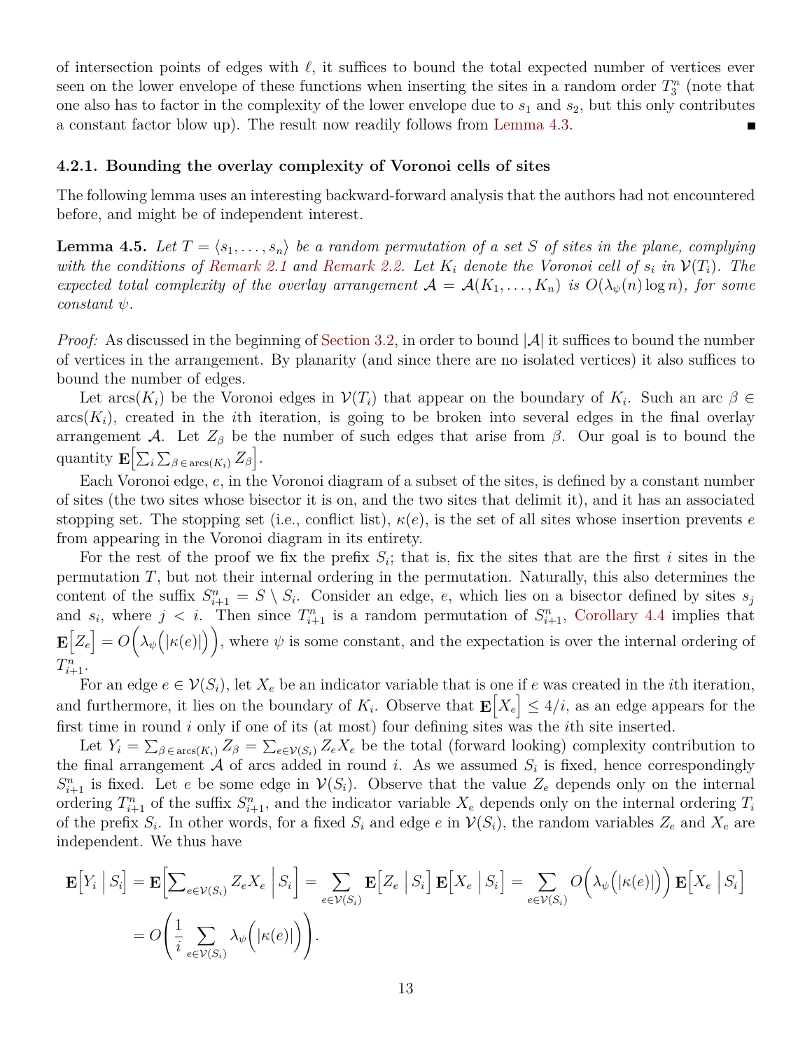of intersection points of edges with $\ell$, it suffices to bound the total expected number of vertices ever seen on the lower envelope of these functions when inserting the sites in a random order $T_3^n$ (note that one also has to factor in the complexity of the lower envelope due to $s_1$ and $s_2$, but this only contributes a constant factor blow up). The result now readily follows from Lemma 4.3. ∎

### 4.2.1. Bounding the overlay complexity of Voronoi cells of sites

The following lemma uses an interesting backward-forward analysis that the authors had not encountered before, and might be of independent interest.

**Lemma 4.5.** *Let $T = \langle s_1, \ldots, s_n \rangle$ be a random permutation of a set $S$ of sites in the plane, complying with the conditions of Remark 2.1 and Remark 2.2. Let $K_i$ denote the Voronoi cell of $s_i$ in $\mathcal{V}(T_i)$. The expected total complexity of the overlay arrangement $\mathcal{A} = \mathcal{A}(K_1, \ldots, K_n)$ is $O(\lambda_\psi(n) \log n)$, for some constant $\psi$.*

*Proof:* As discussed in the beginning of Section 3.2, in order to bound $|\mathcal{A}|$ it suffices to bound the number of vertices in the arrangement. By planarity (and since there are no isolated vertices) it also suffices to bound the number of edges.

Let $\operatorname{arcs}(K_i)$ be the Voronoi edges in $\mathcal{V}(T_i)$ that appear on the boundary of $K_i$. Such an arc $\beta \in \operatorname{arcs}(K_i)$, created in the $i$th iteration, is going to be broken into several edges in the final overlay arrangement $\mathcal{A}$. Let $Z_\beta$ be the number of such edges that arise from $\beta$. Our goal is to bound the quantity $\mathbf{E}\Big[\sum_i \sum_{\beta \in \operatorname{arcs}(K_i)} Z_\beta\Big]$.

Each Voronoi edge, $e$, in the Voronoi diagram of a subset of the sites, is defined by a constant number of sites (the two sites whose bisector it is on, and the two sites that delimit it), and it has an associated stopping set. The stopping set (i.e., conflict list), $\kappa(e)$, is the set of all sites whose insertion prevents $e$ from appearing in the Voronoi diagram in its entirety.

For the rest of the proof we fix the prefix $S_i$; that is, fix the sites that are the first $i$ sites in the permutation $T$, but not their internal ordering in the permutation. Naturally, this also determines the content of the suffix $S_{i+1}^n = S \setminus S_i$. Consider an edge, $e$, which lies on a bisector defined by sites $s_j$ and $s_i$, where $j < i$. Then since $T_{i+1}^n$ is a random permutation of $S_{i+1}^n$, Corollary 4.4 implies that $\mathbf{E}\Big[Z_e\Big] = O\Big(\lambda_\psi\Big(|\kappa(e)|\Big)\Big)$, where $\psi$ is some constant, and the expectation is over the internal ordering of $T_{i+1}^n$.

For an edge $e \in \mathcal{V}(S_i)$, let $X_e$ be an indicator variable that is one if $e$ was created in the $i$th iteration, and furthermore, it lies on the boundary of $K_i$. Observe that $\mathbf{E}\Big[X_e\Big] \leq 4/i$, as an edge appears for the first time in round $i$ only if one of its (at most) four defining sites was the $i$th site inserted.

Let $Y_i = \sum_{\beta \in \operatorname{arcs}(K_i)} Z_\beta = \sum_{e \in \mathcal{V}(S_i)} Z_e X_e$ be the total (forward looking) complexity contribution to the final arrangement $\mathcal{A}$ of arcs added in round $i$. As we assumed $S_i$ is fixed, hence correspondingly $S_{i+1}^n$ is fixed. Let $e$ be some edge in $\mathcal{V}(S_i)$. Observe that the value $Z_e$ depends only on the internal ordering $T_{i+1}^n$ of the suffix $S_{i+1}^n$, and the indicator variable $X_e$ depends only on the internal ordering $T_i$ of the prefix $S_i$. In other words, for a fixed $S_i$ and edge $e$ in $\mathcal{V}(S_i)$, the random variables $Z_e$ and $X_e$ are independent. We thus have

$$
\begin{aligned}
\mathbf{E}\Big[Y_i \,\Big|\, S_i\Big] &= \mathbf{E}\Big[\textstyle\sum_{e \in \mathcal{V}(S_i)} Z_e X_e \,\Big|\, S_i\Big] = \sum_{e \in \mathcal{V}(S_i)} \mathbf{E}\Big[Z_e \,\Big|\, S_i\Big]\, \mathbf{E}\Big[X_e \,\Big|\, S_i\Big] = \sum_{e \in \mathcal{V}(S_i)} O\Big(\lambda_\psi\Big(|\kappa(e)|\Big)\Big)\, \mathbf{E}\Big[X_e \,\Big|\, S_i\Big] \\
&= O\left(\frac{1}{i} \sum_{e \in \mathcal{V}(S_i)} \lambda_\psi\Big(|\kappa(e)|\Big)\right).
\end{aligned}
$$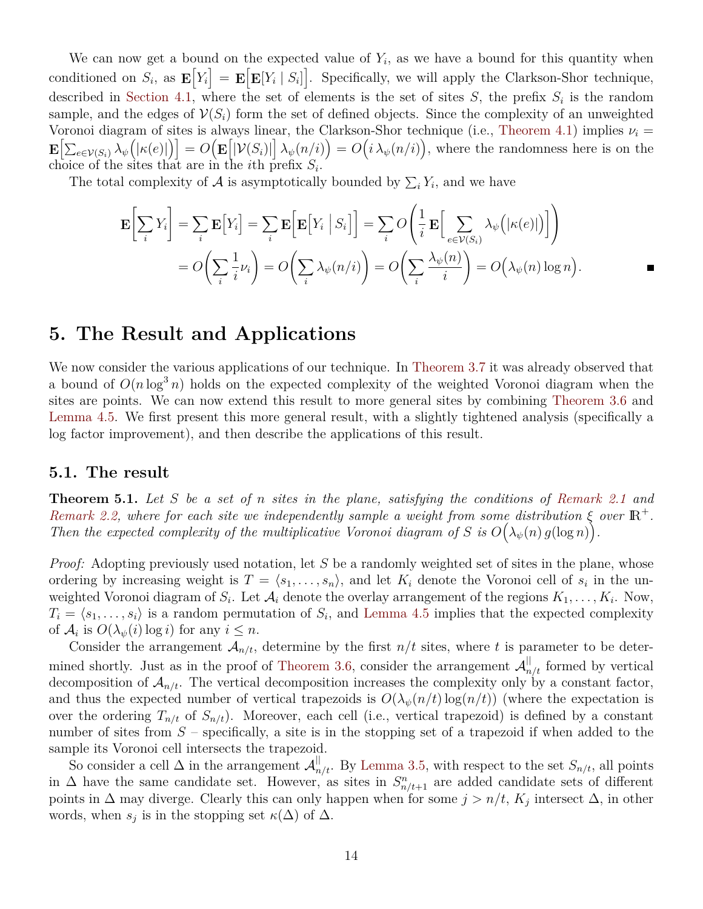We can now get a bound on the expected value of $Y_i$, as we have a bound for this quantity when conditioned on $S_i$, as $\mathbf{E}\big[Y_i\big] = \mathbf{E}\big[\mathbf{E}[Y_i \mid S_i]\big]$. Specifically, we will apply the Clarkson-Shor technique, described in Section 4.1, where the set of elements is the set of sites $S$, the prefix $S_i$ is the random sample, and the edges of $\mathcal{V}(S_i)$ form the set of defined objects. Since the complexity of an unweighted Voronoi diagram of sites is always linear, the Clarkson-Shor technique (i.e., Theorem 4.1) implies $\nu_i = \mathbf{E}\Big[\sum_{e \in \mathcal{V}(S_i)} \lambda_\psi\big(|\kappa(e)|\big)\Big] = O\Big(\mathbf{E}\Big[|\mathcal{V}(S_i)|\Big]\,\lambda_\psi(n/i)\Big) = O\big(i\,\lambda_\psi(n/i)\big)$, where the randomness here is on the choice of the sites that are in the $i$th prefix $S_i$.

The total complexity of $\mathcal{A}$ is asymptotically bounded by $\sum_i Y_i$, and we have

$$\mathbf{E}\Bigg[\sum_i Y_i\Bigg] = \sum_i \mathbf{E}\big[Y_i\big] = \sum_i \mathbf{E}\Big[\mathbf{E}\big[Y_i \,\big|\, S_i\big]\Big] = \sum_i O\Bigg(\frac{1}{i}\,\mathbf{E}\Big[\sum_{e \in \mathcal{V}(S_i)} \lambda_\psi\big(|\kappa(e)|\big)\Big]\Bigg)$$
$$= O\Bigg(\sum_i \frac{1}{i}\nu_i\Bigg) = O\Bigg(\sum_i \lambda_\psi(n/i)\Bigg) = O\Bigg(\sum_i \frac{\lambda_\psi(n)}{i}\Bigg) = O\big(\lambda_\psi(n)\log n\big). \qquad \blacksquare$$

## 5. The Result and Applications

We now consider the various applications of our technique. In Theorem 3.7 it was already observed that a bound of $O(n \log^3 n)$ holds on the expected complexity of the weighted Voronoi diagram when the sites are points. We can now extend this result to more general sites by combining Theorem 3.6 and Lemma 4.5. We first present this more general result, with a slightly tightened analysis (specifically a log factor improvement), and then describe the applications of this result.

### 5.1. The result

**Theorem 5.1.** *Let $S$ be a set of $n$ sites in the plane, satisfying the conditions of Remark 2.1 and Remark 2.2, where for each site we independently sample a weight from some distribution $\xi$ over $\mathbb{R}^+$. Then the expected complexity of the multiplicative Voronoi diagram of $S$ is $O\big(\lambda_\psi(n)\, g(\log n)\big)$.*

*Proof:* Adopting previously used notation, let $S$ be a randomly weighted set of sites in the plane, whose ordering by increasing weight is $T = \langle s_1, \ldots, s_n\rangle$, and let $K_i$ denote the Voronoi cell of $s_i$ in the unweighted Voronoi diagram of $S_i$. Let $\mathcal{A}_i$ denote the overlay arrangement of the regions $K_1, \ldots, K_i$. Now, $T_i = \langle s_1, \ldots, s_i\rangle$ is a random permutation of $S_i$, and Lemma 4.5 implies that the expected complexity of $\mathcal{A}_i$ is $O(\lambda_\psi(i)\log i)$ for any $i \le n$.

Consider the arrangement $\mathcal{A}_{n/t}$, determine by the first $n/t$ sites, where $t$ is parameter to be determined shortly. Just as in the proof of Theorem 3.6, consider the arrangement $\mathcal{A}^{||}_{n/t}$ formed by vertical decomposition of $\mathcal{A}_{n/t}$. The vertical decomposition increases the complexity only by a constant factor, and thus the expected number of vertical trapezoids is $O(\lambda_\psi(n/t)\log(n/t))$ (where the expectation is over the ordering $T_{n/t}$ of $S_{n/t}$). Moreover, each cell (i.e., vertical trapezoid) is defined by a constant number of sites from $S$ – specifically, a site is in the stopping set of a trapezoid if when added to the sample its Voronoi cell intersects the trapezoid.

So consider a cell $\Delta$ in the arrangement $\mathcal{A}^{||}_{n/t}$. By Lemma 3.5, with respect to the set $S_{n/t}$, all points in $\Delta$ have the same candidate set. However, as sites in $S^n_{n/t+1}$ are added candidate sets of different points in $\Delta$ may diverge. Clearly this can only happen when for some $j > n/t$, $K_j$ intersect $\Delta$, in other words, when $s_j$ is in the stopping set $\kappa(\Delta)$ of $\Delta$.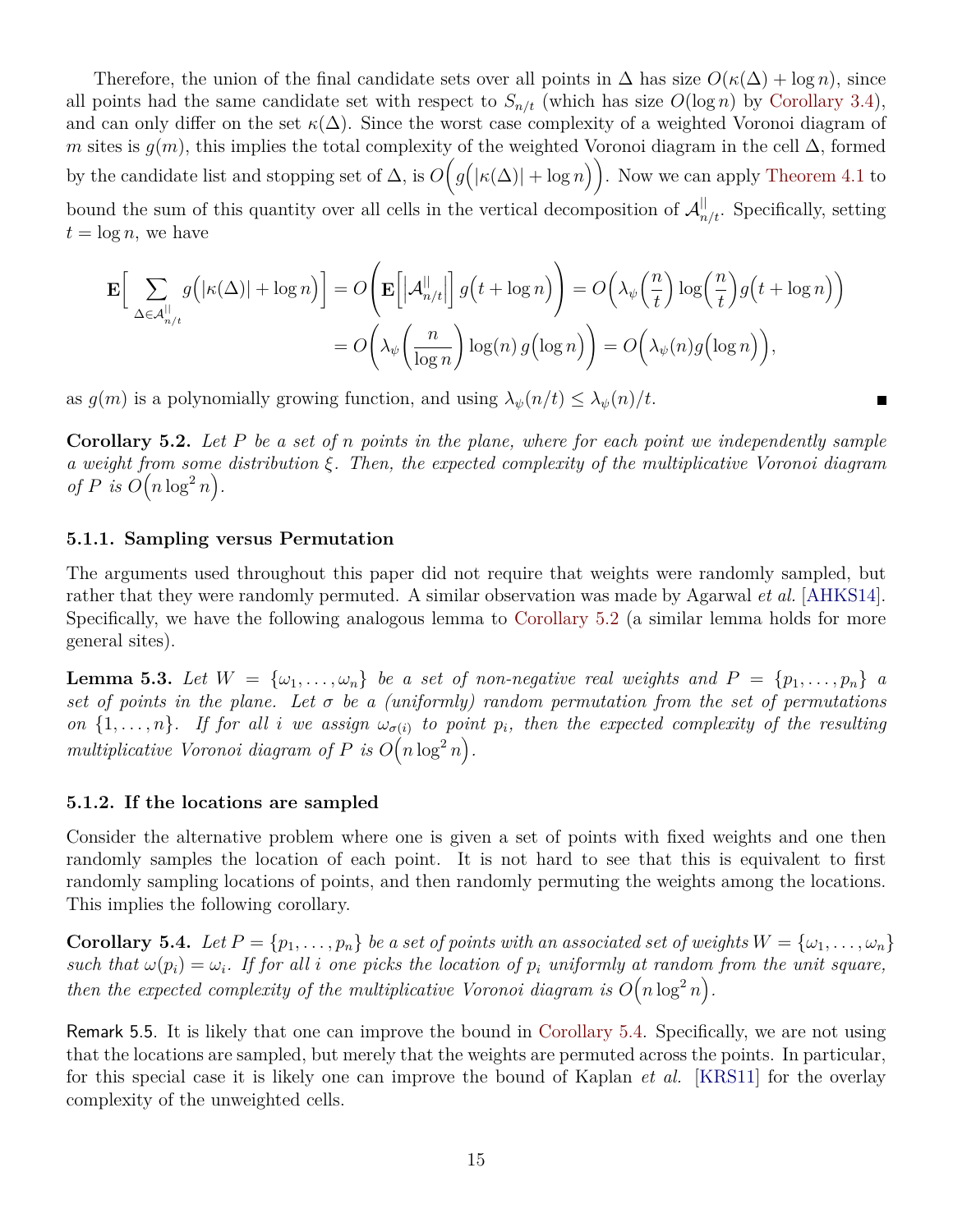Therefore, the union of the final candidate sets over all points in $\Delta$ has size $O(\kappa(\Delta) + \log n)$, since all points had the same candidate set with respect to $S_{n/t}$ (which has size $O(\log n)$ by Corollary 3.4), and can only differ on the set $\kappa(\Delta)$. Since the worst case complexity of a weighted Voronoi diagram of $m$ sites is $g(m)$, this implies the total complexity of the weighted Voronoi diagram in the cell $\Delta$, formed by the candidate list and stopping set of $\Delta$, is $O\Big(g\Big(|\kappa(\Delta)| + \log n\Big)\Big)$. Now we can apply Theorem 4.1 to bound the sum of this quantity over all cells in the vertical decomposition of $\mathcal{A}^{||}_{n/t}$. Specifically, setting $t = \log n$, we have

$$
\begin{aligned}
\mathbf{E}\Big[\sum_{\Delta \in \mathcal{A}^{||}_{n/t}} g\Big(|\kappa(\Delta)| + \log n\Big)\Big] &= O\left(\mathbf{E}\Big[\Big|\mathcal{A}^{||}_{n/t}\Big|\Big]\, g\Big(t + \log n\Big)\right) = O\Big(\lambda_\psi\Big(\frac{n}{t}\Big)\log\Big(\frac{n}{t}\Big) g\Big(t + \log n\Big)\Big) \\
&= O\left(\lambda_\psi\left(\frac{n}{\log n}\right)\log(n)\, g\Big(\log n\Big)\right) = O\Big(\lambda_\psi(n) g\Big(\log n\Big)\Big),
\end{aligned}
$$

as $g(m)$ is a polynomially growing function, and using $\lambda_\psi(n/t) \le \lambda_\psi(n)/t$. ■

**Corollary 5.2.** *Let $P$ be a set of $n$ points in the plane, where for each point we independently sample a weight from some distribution $\xi$. Then, the expected complexity of the multiplicative Voronoi diagram of $P$ is $O\Big(n\log^2 n\Big)$.*

#### 5.1.1. Sampling versus Permutation

The arguments used throughout this paper did not require that weights were randomly sampled, but rather that they were randomly permuted. A similar observation was made by Agarwal *et al.* [AHKS14]. Specifically, we have the following analogous lemma to Corollary 5.2 (a similar lemma holds for more general sites).

**Lemma 5.3.** *Let $W = \{\omega_1, \ldots, \omega_n\}$ be a set of non-negative real weights and $P = \{p_1, \ldots, p_n\}$ a set of points in the plane. Let $\sigma$ be a (uniformly) random permutation from the set of permutations on $\{1, \ldots, n\}$. If for all $i$ we assign $\omega_{\sigma(i)}$ to point $p_i$, then the expected complexity of the resulting multiplicative Voronoi diagram of $P$ is $O\Big(n\log^2 n\Big)$.*

#### 5.1.2. If the locations are sampled

Consider the alternative problem where one is given a set of points with fixed weights and one then randomly samples the location of each point. It is not hard to see that this is equivalent to first randomly sampling locations of points, and then randomly permuting the weights among the locations. This implies the following corollary.

**Corollary 5.4.** *Let $P = \{p_1, \ldots, p_n\}$ be a set of points with an associated set of weights $W = \{\omega_1, \ldots, \omega_n\}$ such that $\omega(p_i) = \omega_i$. If for all $i$ one picks the location of $p_i$ uniformly at random from the unit square, then the expected complexity of the multiplicative Voronoi diagram is $O\Big(n\log^2 n\Big)$.*

Remark 5.5. It is likely that one can improve the bound in Corollary 5.4. Specifically, we are not using that the locations are sampled, but merely that the weights are permuted across the points. In particular, for this special case it is likely one can improve the bound of Kaplan *et al.* [KRS11] for the overlay complexity of the unweighted cells.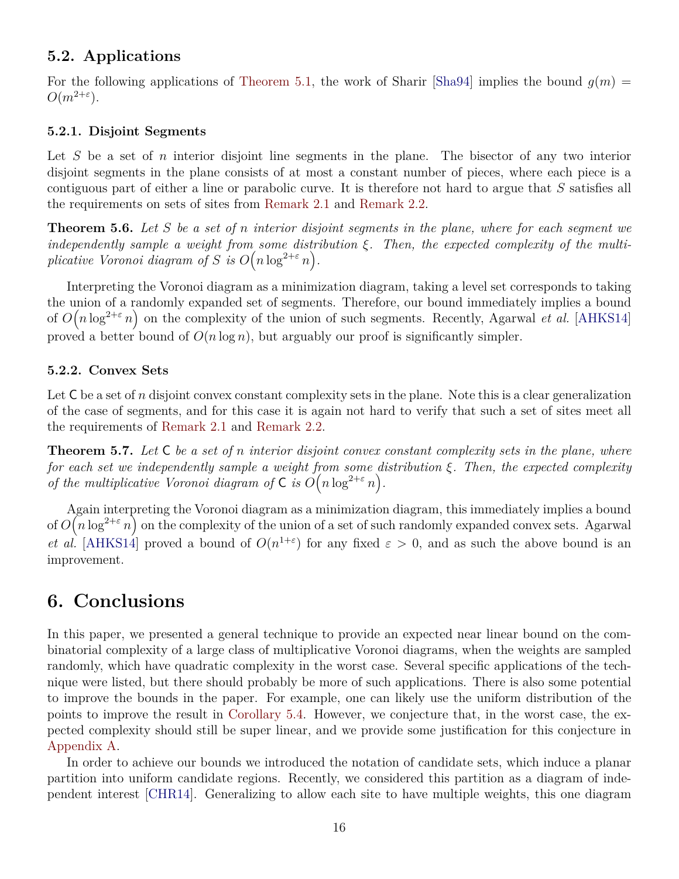## 5.2. Applications

For the following applications of Theorem 5.1, the work of Sharir [Sha94] implies the bound $g(m) = O(m^{2+\varepsilon})$.

### 5.2.1. Disjoint Segments

Let $S$ be a set of $n$ interior disjoint line segments in the plane. The bisector of any two interior disjoint segments in the plane consists of at most a constant number of pieces, where each piece is a contiguous part of either a line or parabolic curve. It is therefore not hard to argue that $S$ satisfies all the requirements on sets of sites from Remark 2.1 and Remark 2.2.

**Theorem 5.6.** *Let $S$ be a set of $n$ interior disjoint segments in the plane, where for each segment we independently sample a weight from some distribution $\xi$. Then, the expected complexity of the multiplicative Voronoi diagram of $S$ is $O\left(n \log^{2+\varepsilon} n\right)$.*

Interpreting the Voronoi diagram as a minimization diagram, taking a level set corresponds to taking the union of a randomly expanded set of segments. Therefore, our bound immediately implies a bound of $O\left(n \log^{2+\varepsilon} n\right)$ on the complexity of the union of such segments. Recently, Agarwal *et al.* [AHKS14] proved a better bound of $O(n \log n)$, but arguably our proof is significantly simpler.

### 5.2.2. Convex Sets

Let $\mathsf{C}$ be a set of $n$ disjoint convex constant complexity sets in the plane. Note this is a clear generalization of the case of segments, and for this case it is again not hard to verify that such a set of sites meet all the requirements of Remark 2.1 and Remark 2.2.

**Theorem 5.7.** *Let $\mathsf{C}$ be a set of $n$ interior disjoint convex constant complexity sets in the plane, where for each set we independently sample a weight from some distribution $\xi$. Then, the expected complexity of the multiplicative Voronoi diagram of $\mathsf{C}$ is $O\left(n \log^{2+\varepsilon} n\right)$.*

Again interpreting the Voronoi diagram as a minimization diagram, this immediately implies a bound of $O\left(n \log^{2+\varepsilon} n\right)$ on the complexity of the union of a set of such randomly expanded convex sets. Agarwal *et al.* [AHKS14] proved a bound of $O(n^{1+\varepsilon})$ for any fixed $\varepsilon > 0$, and as such the above bound is an improvement.

# 6. Conclusions

In this paper, we presented a general technique to provide an expected near linear bound on the combinatorial complexity of a large class of multiplicative Voronoi diagrams, when the weights are sampled randomly, which have quadratic complexity in the worst case. Several specific applications of the technique were listed, but there should probably be more of such applications. There is also some potential to improve the bounds in the paper. For example, one can likely use the uniform distribution of the points to improve the result in Corollary 5.4. However, we conjecture that, in the worst case, the expected complexity should still be super linear, and we provide some justification for this conjecture in Appendix A.

In order to achieve our bounds we introduced the notation of candidate sets, which induce a planar partition into uniform candidate regions. Recently, we considered this partition as a diagram of independent interest [CHR14]. Generalizing to allow each site to have multiple weights, this one diagram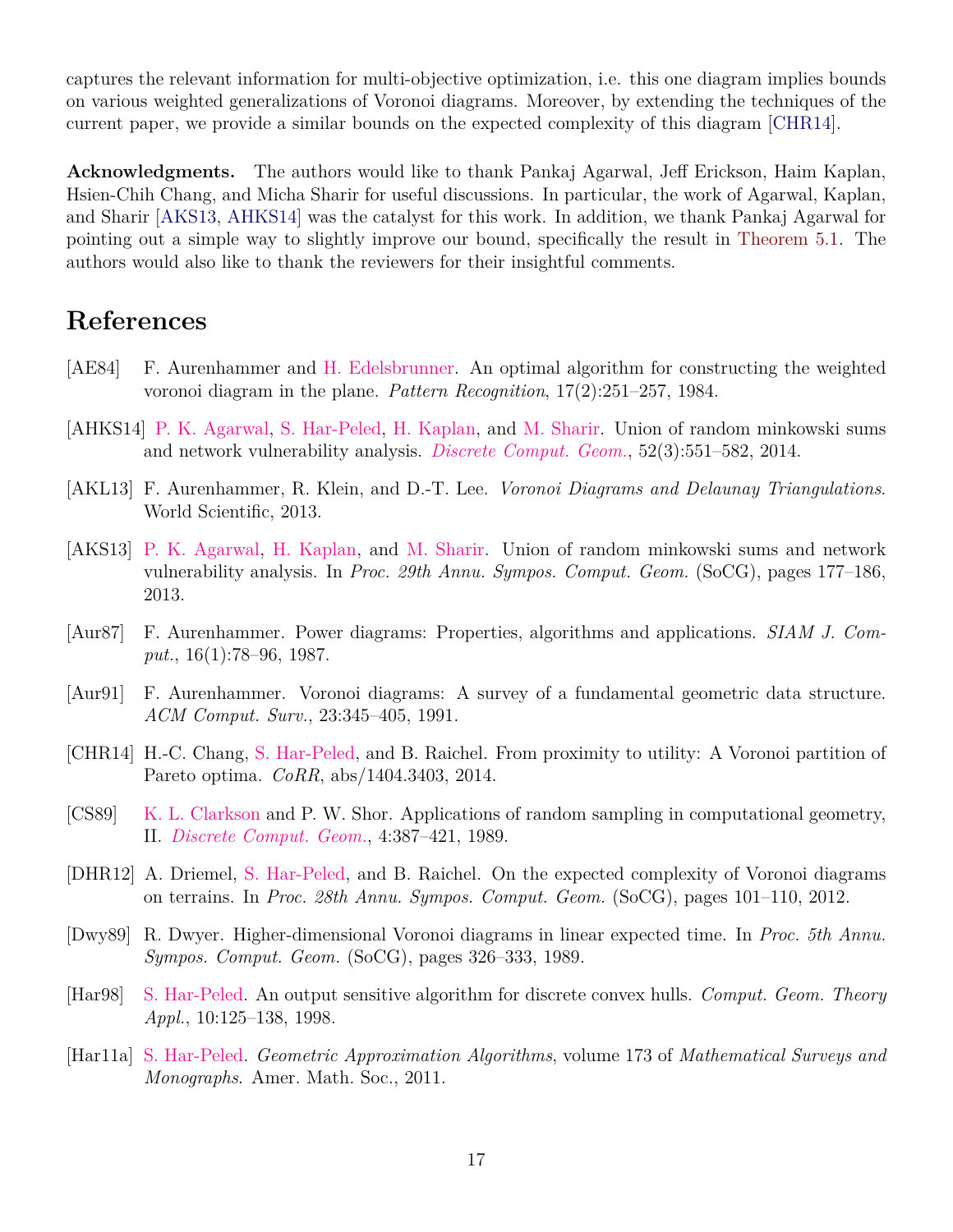captures the relevant information for multi-objective optimization, i.e. this one diagram implies bounds on various weighted generalizations of Voronoi diagrams. Moreover, by extending the techniques of the current paper, we provide a similar bounds on the expected complexity of this diagram [CHR14].

**Acknowledgments.** The authors would like to thank Pankaj Agarwal, Jeff Erickson, Haim Kaplan, Hsien-Chih Chang, and Micha Sharir for useful discussions. In particular, the work of Agarwal, Kaplan, and Sharir [AKS13, AHKS14] was the catalyst for this work. In addition, we thank Pankaj Agarwal for pointing out a simple way to slightly improve our bound, specifically the result in Theorem 5.1. The authors would also like to thank the reviewers for their insightful comments.

# References

[AE84] F. Aurenhammer and H. Edelsbrunner. An optimal algorithm for constructing the weighted voronoi diagram in the plane. *Pattern Recognition*, 17(2):251–257, 1984.

[AHKS14] P. K. Agarwal, S. Har-Peled, H. Kaplan, and M. Sharir. Union of random minkowski sums and network vulnerability analysis. *Discrete Comput. Geom.*, 52(3):551–582, 2014.

[AKL13] F. Aurenhammer, R. Klein, and D.-T. Lee. *Voronoi Diagrams and Delaunay Triangulations*. World Scientific, 2013.

[AKS13] P. K. Agarwal, H. Kaplan, and M. Sharir. Union of random minkowski sums and network vulnerability analysis. In *Proc. 29th Annu. Sympos. Comput. Geom.* (SoCG), pages 177–186, 2013.

[Aur87] F. Aurenhammer. Power diagrams: Properties, algorithms and applications. *SIAM J. Comput.*, 16(1):78–96, 1987.

[Aur91] F. Aurenhammer. Voronoi diagrams: A survey of a fundamental geometric data structure. *ACM Comput. Surv.*, 23:345–405, 1991.

[CHR14] H.-C. Chang, S. Har-Peled, and B. Raichel. From proximity to utility: A Voronoi partition of Pareto optima. *CoRR*, abs/1404.3403, 2014.

[CS89] K. L. Clarkson and P. W. Shor. Applications of random sampling in computational geometry, II. *Discrete Comput. Geom.*, 4:387–421, 1989.

[DHR12] A. Driemel, S. Har-Peled, and B. Raichel. On the expected complexity of Voronoi diagrams on terrains. In *Proc. 28th Annu. Sympos. Comput. Geom.* (SoCG), pages 101–110, 2012.

[Dwy89] R. Dwyer. Higher-dimensional Voronoi diagrams in linear expected time. In *Proc. 5th Annu. Sympos. Comput. Geom.* (SoCG), pages 326–333, 1989.

[Har98] S. Har-Peled. An output sensitive algorithm for discrete convex hulls. *Comput. Geom. Theory Appl.*, 10:125–138, 1998.

[Har11a] S. Har-Peled. *Geometric Approximation Algorithms*, volume 173 of *Mathematical Surveys and Monographs*. Amer. Math. Soc., 2011.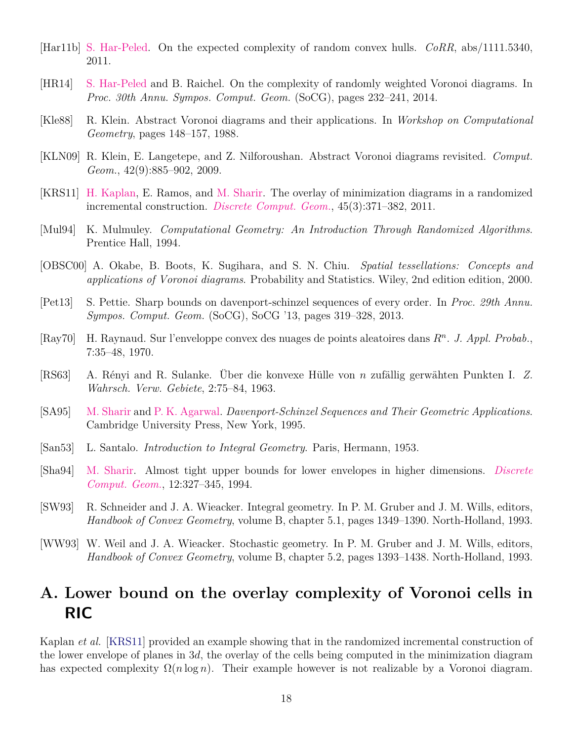[Har11b] S. Har-Peled. On the expected complexity of random convex hulls. *CoRR*, abs/1111.5340, 2011.

[HR14] S. Har-Peled and B. Raichel. On the complexity of randomly weighted Voronoi diagrams. In *Proc. 30th Annu. Sympos. Comput. Geom.* (SoCG), pages 232–241, 2014.

[Kle88] R. Klein. Abstract Voronoi diagrams and their applications. In *Workshop on Computational Geometry*, pages 148–157, 1988.

[KLN09] R. Klein, E. Langetepe, and Z. Nilforoushan. Abstract Voronoi diagrams revisited. *Comput. Geom.*, 42(9):885–902, 2009.

[KRS11] H. Kaplan, E. Ramos, and M. Sharir. The overlay of minimization diagrams in a randomized incremental construction. *Discrete Comput. Geom.*, 45(3):371–382, 2011.

[Mul94] K. Mulmuley. *Computational Geometry: An Introduction Through Randomized Algorithms*. Prentice Hall, 1994.

[OBSC00] A. Okabe, B. Boots, K. Sugihara, and S. N. Chiu. *Spatial tessellations: Concepts and applications of Voronoi diagrams*. Probability and Statistics. Wiley, 2nd edition edition, 2000.

[Pet13] S. Pettie. Sharp bounds on davenport-schinzel sequences of every order. In *Proc. 29th Annu. Sympos. Comput. Geom.* (SoCG), SoCG '13, pages 319–328, 2013.

[Ray70] H. Raynaud. Sur l'enveloppe convex des nuages de points aleatoires dans $R^n$. *J. Appl. Probab.*, 7:35–48, 1970.

[RS63] A. Rényi and R. Sulanke. Über die konvexe Hülle von $n$ zufällig gerwähten Punkten I. *Z. Wahrsch. Verw. Gebiete*, 2:75–84, 1963.

[SA95] M. Sharir and P. K. Agarwal. *Davenport-Schinzel Sequences and Their Geometric Applications*. Cambridge University Press, New York, 1995.

[San53] L. Santalo. *Introduction to Integral Geometry*. Paris, Hermann, 1953.

[Sha94] M. Sharir. Almost tight upper bounds for lower envelopes in higher dimensions. *Discrete Comput. Geom.*, 12:327–345, 1994.

[SW93] R. Schneider and J. A. Wieacker. Integral geometry. In P. M. Gruber and J. M. Wills, editors, *Handbook of Convex Geometry*, volume B, chapter 5.1, pages 1349–1390. North-Holland, 1993.

[WW93] W. Weil and J. A. Wieacker. Stochastic geometry. In P. M. Gruber and J. M. Wills, editors, *Handbook of Convex Geometry*, volume B, chapter 5.2, pages 1393–1438. North-Holland, 1993.

# A. Lower bound on the overlay complexity of Voronoi cells in RIC

Kaplan *et al.* [KRS11] provided an example showing that in the randomized incremental construction of the lower envelope of planes in $3d$, the overlay of the cells being computed in the minimization diagram has expected complexity $\Omega(n \log n)$. Their example however is not realizable by a Voronoi diagram.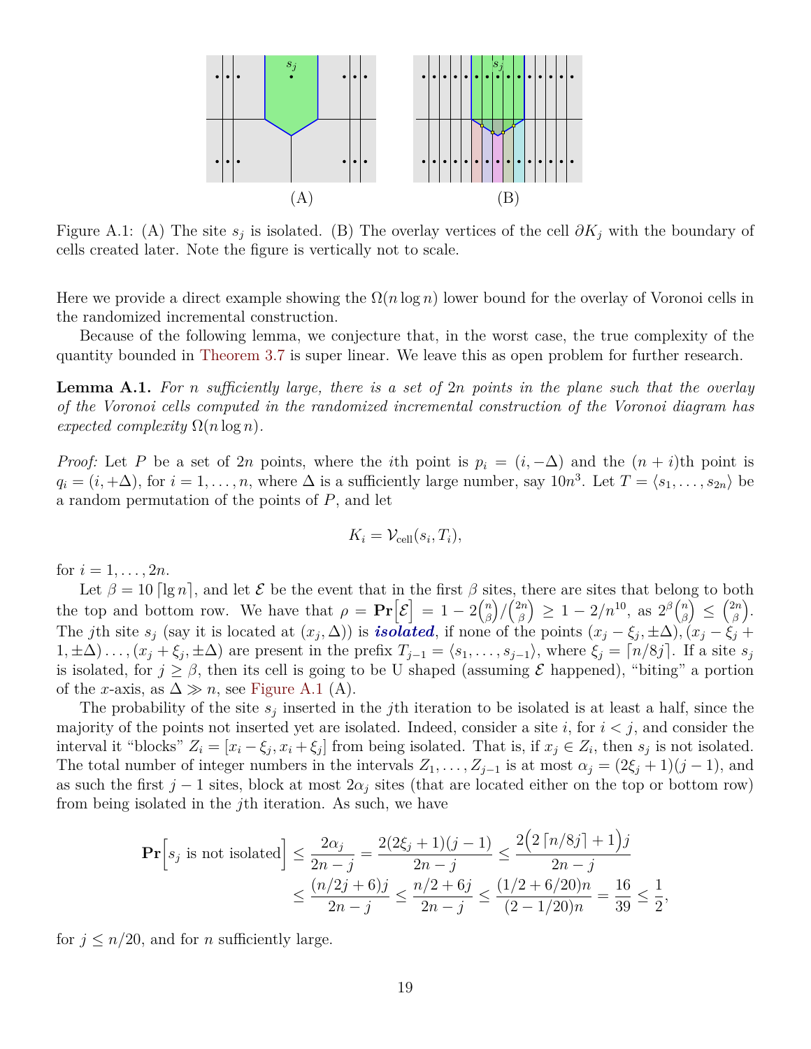Figure A.1: (A) The site $s_j$ is isolated. (B) The overlay vertices of the cell $\partial K_j$ with the boundary of cells created later. Note the figure is vertically not to scale.

Here we provide a direct example showing the $\Omega(n \log n)$ lower bound for the overlay of Voronoi cells in the randomized incremental construction.

Because of the following lemma, we conjecture that, in the worst case, the true complexity of the quantity bounded in Theorem 3.7 is super linear. We leave this as open problem for further research.

**Lemma A.1.** *For $n$ sufficiently large, there is a set of $2n$ points in the plane such that the overlay of the Voronoi cells computed in the randomized incremental construction of the Voronoi diagram has expected complexity $\Omega(n \log n)$.*

*Proof:* Let $P$ be a set of $2n$ points, where the $i$th point is $p_i = (i, -\Delta)$ and the $(n+i)$th point is $q_i = (i, +\Delta)$, for $i = 1, \ldots, n$, where $\Delta$ is a sufficiently large number, say $10n^3$. Let $T = \langle s_1, \ldots, s_{2n} \rangle$ be a random permutation of the points of $P$, and let

$$K_i = \mathcal{V}_{\text{cell}}(s_i, T_i),$$

for $i = 1, \ldots, 2n$.

Let $\beta = 10 \lceil \lg n \rceil$, and let $\mathcal{E}$ be the event that in the first $\beta$ sites, there are sites that belong to both the top and bottom row. We have that $\rho = \mathbf{Pr}\big[\mathcal{E}\big] = 1 - 2\binom{n}{\beta} / \binom{2n}{\beta} \geq 1 - 2/n^{10}$, as $2^\beta \binom{n}{\beta} \leq \binom{2n}{\beta}$. The $j$th site $s_j$ (say it is located at $(x_j, \Delta)$) is ***isolated***, if none of the points $(x_j - \xi_j, \pm\Delta), (x_j - \xi_j + 1, \pm\Delta) \ldots, (x_j + \xi_j, \pm\Delta)$ are present in the prefix $T_{j-1} = \langle s_1, \ldots, s_{j-1} \rangle$, where $\xi_j = \lceil n/8j \rceil$. If a site $s_j$ is isolated, for $j \geq \beta$, then its cell is going to be U shaped (assuming $\mathcal{E}$ happened), "biting" a portion of the $x$-axis, as $\Delta \gg n$, see Figure A.1 (A).

The probability of the site $s_j$ inserted in the $j$th iteration to be isolated is at least a half, since the majority of the points not inserted yet are isolated. Indeed, consider a site $i$, for $i < j$, and consider the interval it "blocks" $Z_i = [x_i - \xi_j, x_i + \xi_j]$ from being isolated. That is, if $x_j \in Z_i$, then $s_j$ is not isolated. The total number of integer numbers in the intervals $Z_1, \ldots, Z_{j-1}$ is at most $\alpha_j = (2\xi_j + 1)(j-1)$, and as such the first $j - 1$ sites, block at most $2\alpha_j$ sites (that are located either on the top or bottom row) from being isolated in the $j$th iteration. As such, we have

$$\begin{aligned}
\mathbf{Pr}\Big[s_j \text{ is not isolated}\Big] &\leq \frac{2\alpha_j}{2n - j} = \frac{2(2\xi_j + 1)(j-1)}{2n - j} \leq \frac{2\Big(2\lceil n/8j \rceil + 1\Big)j}{2n - j} \\
&\leq \frac{(n/2j + 6)j}{2n - j} \leq \frac{n/2 + 6j}{2n - j} \leq \frac{(1/2 + 6/20)n}{(2 - 1/20)n} = \frac{16}{39} \leq \frac{1}{2},
\end{aligned}$$

for $j \leq n/20$, and for $n$ sufficiently large.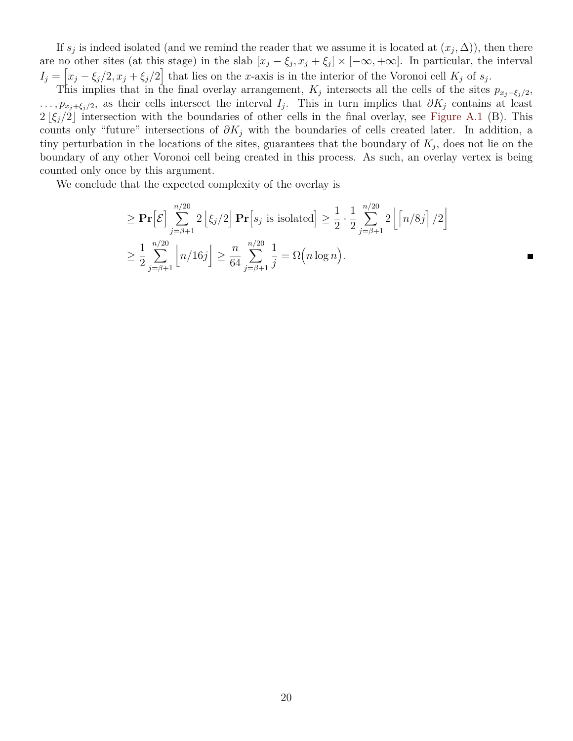If $s_j$ is indeed isolated (and we remind the reader that we assume it is located at $(x_j, \Delta)$), then there are no other sites (at this stage) in the slab $[x_j - \xi_j, x_j + \xi_j] \times [-\infty, +\infty]$. In particular, the interval $I_j = \left[x_j - \xi_j/2, x_j + \xi_j/2\right]$ that lies on the $x$-axis is in the interior of the Voronoi cell $K_j$ of $s_j$.

This implies that in the final overlay arrangement, $K_j$ intersects all the cells of the sites $p_{x_j - \xi_j/2}, \ldots, p_{x_j + \xi_j/2}$, as their cells intersect the interval $I_j$. This in turn implies that $\partial K_j$ contains at least $2\lfloor \xi_j/2 \rfloor$ intersection with the boundaries of other cells in the final overlay, see Figure A.1 (B). This counts only "future" intersections of $\partial K_j$ with the boundaries of cells created later. In addition, a tiny perturbation in the locations of the sites, guarantees that the boundary of $K_j$, does not lie on the boundary of any other Voronoi cell being created in this process. As such, an overlay vertex is being counted only once by this argument.

We conclude that the expected complexity of the overlay is

$$
\begin{aligned}
&\geq \mathbf{Pr}\big[\mathcal{E}\big] \sum_{j=\beta+1}^{n/20} 2\left\lfloor \xi_j/2 \right\rfloor \mathbf{Pr}\big[s_j \text{ is isolated}\big] \geq \frac{1}{2} \cdot \frac{1}{2} \sum_{j=\beta+1}^{n/20} 2 \left\lfloor \left\lceil n/8j \right\rceil /2 \right\rfloor \\
&\geq \frac{1}{2} \sum_{j=\beta+1}^{n/20} \left\lfloor n/16j \right\rfloor \geq \frac{n}{64} \sum_{j=\beta+1}^{n/20} \frac{1}{j} = \Omega\big(n \log n\big).
\end{aligned}
$$

■